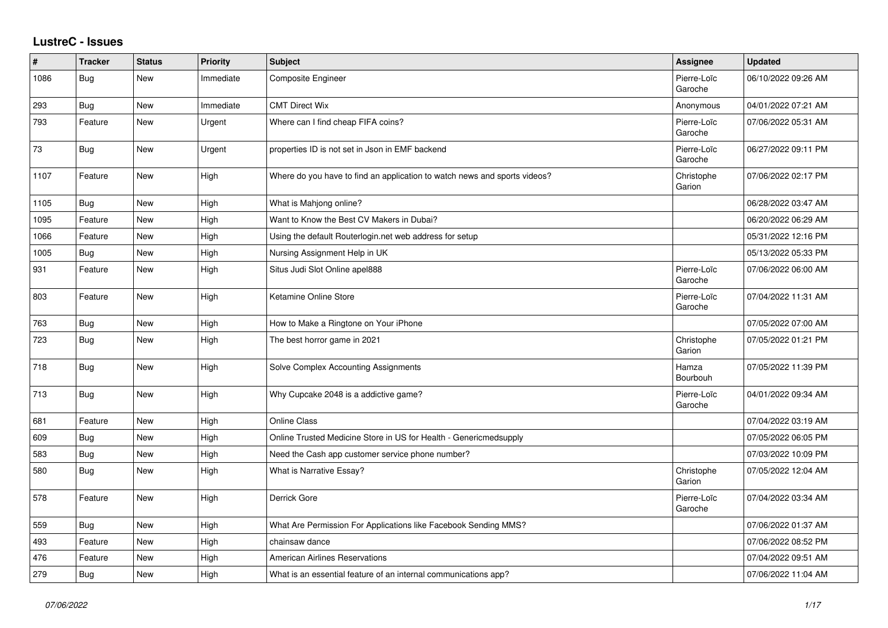# LustreC - Issues

| # | Tracker | Status | Priority | Subject | Assignee | Updated |
|---|---|---|---|---|---|---|
| 1086 | Bug | New | Immediate | Composite Engineer | Pierre-Loïc Garoche | 06/10/2022 09:26 AM |
| 293 | Bug | New | Immediate | CMT Direct Wix | Anonymous | 04/01/2022 07:21 AM |
| 793 | Feature | New | Urgent | Where can I find cheap FIFA coins? | Pierre-Loïc Garoche | 07/06/2022 05:31 AM |
| 73 | Bug | New | Urgent | properties ID is not set in Json in EMF backend | Pierre-Loïc Garoche | 06/27/2022 09:11 PM |
| 1107 | Feature | New | High | Where do you have to find an application to watch news and sports videos? | Christophe Garion | 07/06/2022 02:17 PM |
| 1105 | Bug | New | High | What is Mahjong online? | | 06/28/2022 03:47 AM |
| 1095 | Feature | New | High | Want to Know the Best CV Makers in Dubai? | | 06/20/2022 06:29 AM |
| 1066 | Feature | New | High | Using the default Routerlogin.net web address for setup | | 05/31/2022 12:16 PM |
| 1005 | Bug | New | High | Nursing Assignment Help in UK | | 05/13/2022 05:33 PM |
| 931 | Feature | New | High | Situs Judi Slot Online apel888 | Pierre-Loïc Garoche | 07/06/2022 06:00 AM |
| 803 | Feature | New | High | Ketamine Online Store | Pierre-Loïc Garoche | 07/04/2022 11:31 AM |
| 763 | Bug | New | High | How to Make a Ringtone on Your iPhone | | 07/05/2022 07:00 AM |
| 723 | Bug | New | High | The best horror game in 2021 | Christophe Garion | 07/05/2022 01:21 PM |
| 718 | Bug | New | High | Solve Complex Accounting Assignments | Hamza Bourbouh | 07/05/2022 11:39 PM |
| 713 | Bug | New | High | Why Cupcake 2048 is a addictive game? | Pierre-Loïc Garoche | 04/01/2022 09:34 AM |
| 681 | Feature | New | High | Online Class | | 07/04/2022 03:19 AM |
| 609 | Bug | New | High | Online Trusted Medicine Store in US for Health - Genericmedsupply | | 07/05/2022 06:05 PM |
| 583 | Bug | New | High | Need the Cash app customer service phone number? | | 07/03/2022 10:09 PM |
| 580 | Bug | New | High | What is Narrative Essay? | Christophe Garion | 07/05/2022 12:04 AM |
| 578 | Feature | New | High | Derrick Gore | Pierre-Loïc Garoche | 07/04/2022 03:34 AM |
| 559 | Bug | New | High | What Are Permission For Applications like Facebook Sending MMS? | | 07/06/2022 01:37 AM |
| 493 | Feature | New | High | chainsaw dance | | 07/06/2022 08:52 PM |
| 476 | Feature | New | High | American Airlines Reservations | | 07/04/2022 09:51 AM |
| 279 | Bug | New | High | What is an essential feature of an internal communications app? | | 07/06/2022 11:04 AM |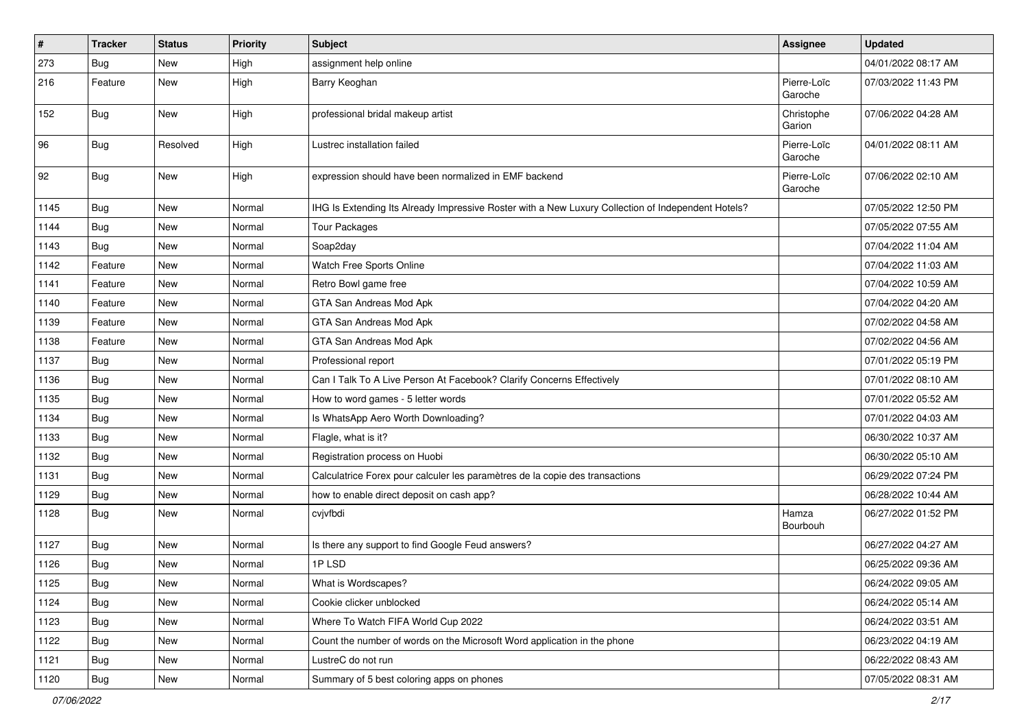| # | Tracker | Status | Priority | Subject | Assignee | Updated |
|---|---|---|---|---|---|---|
| 273 | Bug | New | High | assignment help online | | 04/01/2022 08:17 AM |
| 216 | Feature | New | High | Barry Keoghan | Pierre-Loïc Garoche | 07/03/2022 11:43 PM |
| 152 | Bug | New | High | professional bridal makeup artist | Christophe Garion | 07/06/2022 04:28 AM |
| 96 | Bug | Resolved | High | Lustrec installation failed | Pierre-Loïc Garoche | 04/01/2022 08:11 AM |
| 92 | Bug | New | High | expression should have been normalized in EMF backend | Pierre-Loïc Garoche | 07/06/2022 02:10 AM |
| 1145 | Bug | New | Normal | IHG Is Extending Its Already Impressive Roster with a New Luxury Collection of Independent Hotels? | | 07/05/2022 12:50 PM |
| 1144 | Bug | New | Normal | Tour Packages | | 07/05/2022 07:55 AM |
| 1143 | Bug | New | Normal | Soap2day | | 07/04/2022 11:04 AM |
| 1142 | Feature | New | Normal | Watch Free Sports Online | | 07/04/2022 11:03 AM |
| 1141 | Feature | New | Normal | Retro Bowl game free | | 07/04/2022 10:59 AM |
| 1140 | Feature | New | Normal | GTA San Andreas Mod Apk | | 07/04/2022 04:20 AM |
| 1139 | Feature | New | Normal | GTA San Andreas Mod Apk | | 07/02/2022 04:58 AM |
| 1138 | Feature | New | Normal | GTA San Andreas Mod Apk | | 07/02/2022 04:56 AM |
| 1137 | Bug | New | Normal | Professional report | | 07/01/2022 05:19 PM |
| 1136 | Bug | New | Normal | Can I Talk To A Live Person At Facebook? Clarify Concerns Effectively | | 07/01/2022 08:10 AM |
| 1135 | Bug | New | Normal | How to word games - 5 letter words | | 07/01/2022 05:52 AM |
| 1134 | Bug | New | Normal | Is WhatsApp Aero Worth Downloading? | | 07/01/2022 04:03 AM |
| 1133 | Bug | New | Normal | Flagle, what is it? | | 06/30/2022 10:37 AM |
| 1132 | Bug | New | Normal | Registration process on Huobi | | 06/30/2022 05:10 AM |
| 1131 | Bug | New | Normal | Calculatrice Forex pour calculer les paramètres de la copie des transactions | | 06/29/2022 07:24 PM |
| 1129 | Bug | New | Normal | how to enable direct deposit on cash app? | | 06/28/2022 10:44 AM |
| 1128 | Bug | New | Normal | cvjvfbdi | Hamza Bourbouh | 06/27/2022 01:52 PM |
| 1127 | Bug | New | Normal | Is there any support to find Google Feud answers? | | 06/27/2022 04:27 AM |
| 1126 | Bug | New | Normal | 1P LSD | | 06/25/2022 09:36 AM |
| 1125 | Bug | New | Normal | What is Wordscapes? | | 06/24/2022 09:05 AM |
| 1124 | Bug | New | Normal | Cookie clicker unblocked | | 06/24/2022 05:14 AM |
| 1123 | Bug | New | Normal | Where To Watch FIFA World Cup 2022 | | 06/24/2022 03:51 AM |
| 1122 | Bug | New | Normal | Count the number of words on the Microsoft Word application in the phone | | 06/23/2022 04:19 AM |
| 1121 | Bug | New | Normal | LustreC do not run | | 06/22/2022 08:43 AM |
| 1120 | Bug | New | Normal | Summary of 5 best coloring apps on phones | | 07/05/2022 08:31 AM |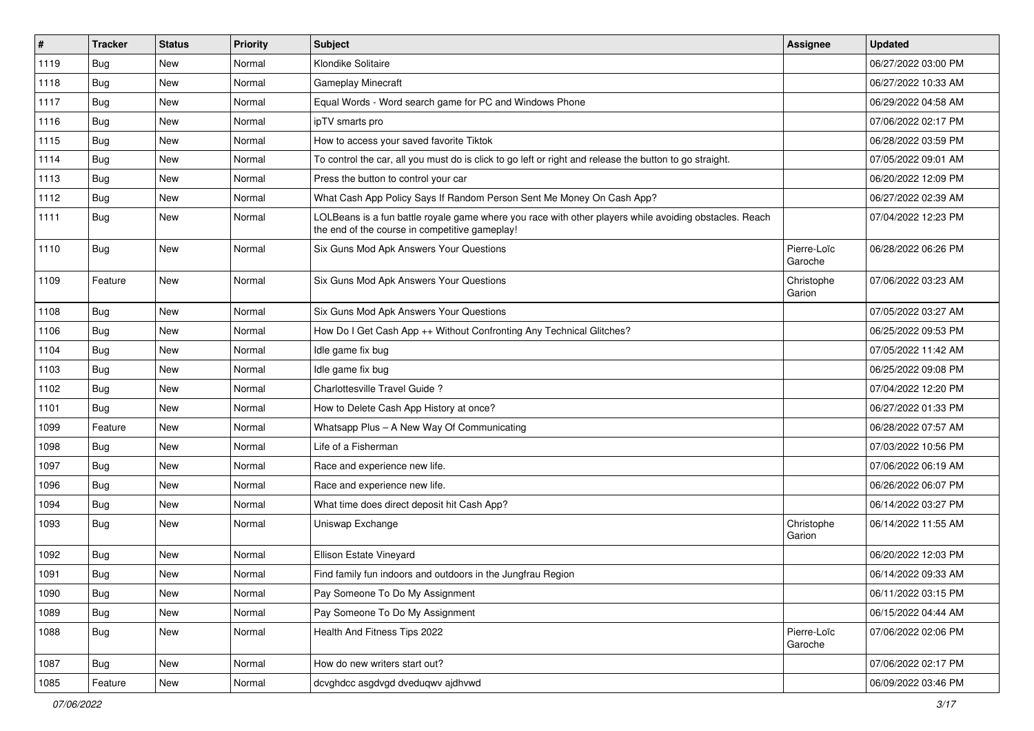| # | Tracker | Status | Priority | Subject | Assignee | Updated |
|---|---|---|---|---|---|---|
| 1119 | Bug | New | Normal | Klondike Solitaire | | 06/27/2022 03:00 PM |
| 1118 | Bug | New | Normal | Gameplay Minecraft | | 06/27/2022 10:33 AM |
| 1117 | Bug | New | Normal | Equal Words - Word search game for PC and Windows Phone | | 06/29/2022 04:58 AM |
| 1116 | Bug | New | Normal | ipTV smarts pro | | 07/06/2022 02:17 PM |
| 1115 | Bug | New | Normal | How to access your saved favorite Tiktok | | 06/28/2022 03:59 PM |
| 1114 | Bug | New | Normal | To control the car, all you must do is click to go left or right and release the button to go straight. | | 07/05/2022 09:01 AM |
| 1113 | Bug | New | Normal | Press the button to control your car | | 06/20/2022 12:09 PM |
| 1112 | Bug | New | Normal | What Cash App Policy Says If Random Person Sent Me Money On Cash App? | | 06/27/2022 02:39 AM |
| 1111 | Bug | New | Normal | LOLBeans is a fun battle royale game where you race with other players while avoiding obstacles. Reach the end of the course in competitive gameplay! | | 07/04/2022 12:23 PM |
| 1110 | Bug | New | Normal | Six Guns Mod Apk Answers Your Questions | Pierre-Loïc Garoche | 06/28/2022 06:26 PM |
| 1109 | Feature | New | Normal | Six Guns Mod Apk Answers Your Questions | Christophe Garion | 07/06/2022 03:23 AM |
| 1108 | Bug | New | Normal | Six Guns Mod Apk Answers Your Questions | | 07/05/2022 03:27 AM |
| 1106 | Bug | New | Normal | How Do I Get Cash App ++ Without Confronting Any Technical Glitches? | | 06/25/2022 09:53 PM |
| 1104 | Bug | New | Normal | Idle game fix bug | | 07/05/2022 11:42 AM |
| 1103 | Bug | New | Normal | Idle game fix bug | | 06/25/2022 09:08 PM |
| 1102 | Bug | New | Normal | Charlottesville Travel Guide ? | | 07/04/2022 12:20 PM |
| 1101 | Bug | New | Normal | How to Delete Cash App History at once? | | 06/27/2022 01:33 PM |
| 1099 | Feature | New | Normal | Whatsapp Plus – A New Way Of Communicating | | 06/28/2022 07:57 AM |
| 1098 | Bug | New | Normal | Life of a Fisherman | | 07/03/2022 10:56 PM |
| 1097 | Bug | New | Normal | Race and experience new life. | | 07/06/2022 06:19 AM |
| 1096 | Bug | New | Normal | Race and experience new life. | | 06/26/2022 06:07 PM |
| 1094 | Bug | New | Normal | What time does direct deposit hit Cash App? | | 06/14/2022 03:27 PM |
| 1093 | Bug | New | Normal | Uniswap Exchange | Christophe Garion | 06/14/2022 11:55 AM |
| 1092 | Bug | New | Normal | Ellison Estate Vineyard | | 06/20/2022 12:03 PM |
| 1091 | Bug | New | Normal | Find family fun indoors and outdoors in the Jungfrau Region | | 06/14/2022 09:33 AM |
| 1090 | Bug | New | Normal | Pay Someone To Do My Assignment | | 06/11/2022 03:15 PM |
| 1089 | Bug | New | Normal | Pay Someone To Do My Assignment | | 06/15/2022 04:44 AM |
| 1088 | Bug | New | Normal | Health And Fitness Tips 2022 | Pierre-Loïc Garoche | 07/06/2022 02:06 PM |
| 1087 | Bug | New | Normal | How do new writers start out? | | 07/06/2022 02:17 PM |
| 1085 | Feature | New | Normal | dcvghdcc asgdvgd dveduqwv ajdhvwd | | 06/09/2022 03:46 PM |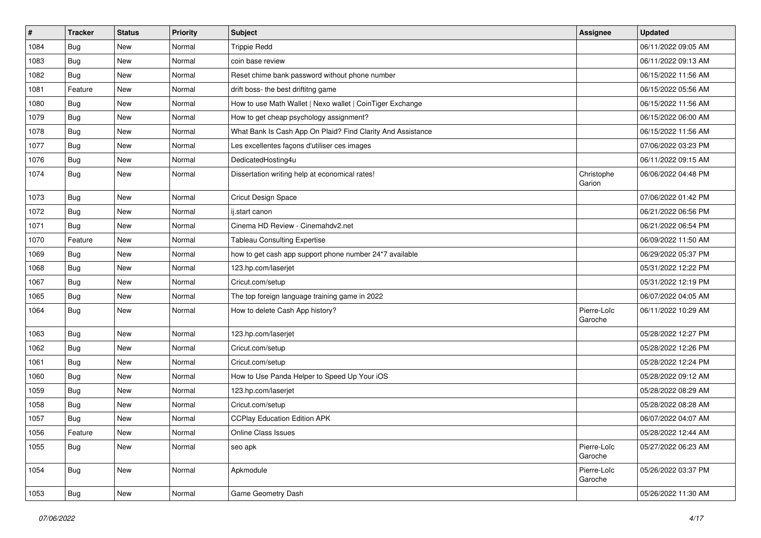| # | Tracker | Status | Priority | Subject | Assignee | Updated |
|---|---|---|---|---|---|---|
| 1084 | Bug | New | Normal | Trippie Redd | | 06/11/2022 09:05 AM |
| 1083 | Bug | New | Normal | coin base review | | 06/11/2022 09:13 AM |
| 1082 | Bug | New | Normal | Reset chime bank password without phone number | | 06/15/2022 11:56 AM |
| 1081 | Feature | New | Normal | drift boss- the best driftitng game | | 06/15/2022 05:56 AM |
| 1080 | Bug | New | Normal | How to use Math Wallet \| Nexo wallet \| CoinTiger Exchange | | 06/15/2022 11:56 AM |
| 1079 | Bug | New | Normal | How to get cheap psychology assignment? | | 06/15/2022 06:00 AM |
| 1078 | Bug | New | Normal | What Bank Is Cash App On Plaid? Find Clarity And Assistance | | 06/15/2022 11:56 AM |
| 1077 | Bug | New | Normal | Les excellentes façons d'utiliser ces images | | 07/06/2022 03:23 PM |
| 1076 | Bug | New | Normal | DedicatedHosting4u | | 06/11/2022 09:15 AM |
| 1074 | Bug | New | Normal | Dissertation writing help at economical rates! | Christophe Garion | 06/06/2022 04:48 PM |
| 1073 | Bug | New | Normal | Cricut Design Space | | 07/06/2022 01:42 PM |
| 1072 | Bug | New | Normal | ij.start canon | | 06/21/2022 06:56 PM |
| 1071 | Bug | New | Normal | Cinema HD Review - Cinemahdv2.net | | 06/21/2022 06:54 PM |
| 1070 | Feature | New | Normal | Tableau Consulting Expertise | | 06/09/2022 11:50 AM |
| 1069 | Bug | New | Normal | how to get cash app support phone number 24*7 available | | 06/29/2022 05:37 PM |
| 1068 | Bug | New | Normal | 123.hp.com/laserjet | | 05/31/2022 12:22 PM |
| 1067 | Bug | New | Normal | Cricut.com/setup | | 05/31/2022 12:19 PM |
| 1065 | Bug | New | Normal | The top foreign language training game in 2022 | | 06/07/2022 04:05 AM |
| 1064 | Bug | New | Normal | How to delete Cash App history? | Pierre-Loïc Garoche | 06/11/2022 10:29 AM |
| 1063 | Bug | New | Normal | 123.hp.com/laserjet | | 05/28/2022 12:27 PM |
| 1062 | Bug | New | Normal | Cricut.com/setup | | 05/28/2022 12:26 PM |
| 1061 | Bug | New | Normal | Cricut.com/setup | | 05/28/2022 12:24 PM |
| 1060 | Bug | New | Normal | How to Use Panda Helper to Speed Up Your iOS | | 05/28/2022 09:12 AM |
| 1059 | Bug | New | Normal | 123.hp.com/laserjet | | 05/28/2022 08:29 AM |
| 1058 | Bug | New | Normal | Cricut.com/setup | | 05/28/2022 08:28 AM |
| 1057 | Bug | New | Normal | CCPlay Education Edition APK | | 06/07/2022 04:07 AM |
| 1056 | Feature | New | Normal | Online Class Issues | | 05/28/2022 12:44 AM |
| 1055 | Bug | New | Normal | seo apk | Pierre-Loïc Garoche | 05/27/2022 06:23 AM |
| 1054 | Bug | New | Normal | Apkmodule | Pierre-Loïc Garoche | 05/26/2022 03:37 PM |
| 1053 | Bug | New | Normal | Game Geometry Dash | | 05/26/2022 11:30 AM |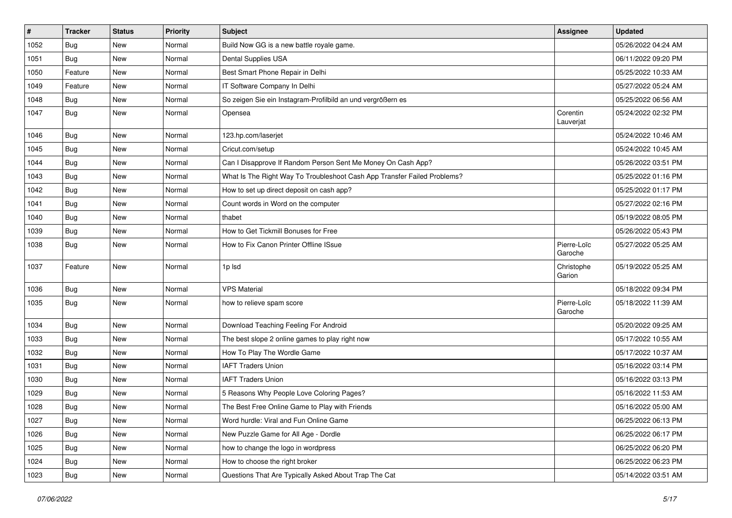| # | Tracker | Status | Priority | Subject | Assignee | Updated |
|---|---|---|---|---|---|---|
| 1052 | Bug | New | Normal | Build Now GG is a new battle royale game. | | 05/26/2022 04:24 AM |
| 1051 | Bug | New | Normal | Dental Supplies USA | | 06/11/2022 09:20 PM |
| 1050 | Feature | New | Normal | Best Smart Phone Repair in Delhi | | 05/25/2022 10:33 AM |
| 1049 | Feature | New | Normal | IT Software Company In Delhi | | 05/27/2022 05:24 AM |
| 1048 | Bug | New | Normal | So zeigen Sie ein Instagram-Profilbild an und vergrößern es | | 05/25/2022 06:56 AM |
| 1047 | Bug | New | Normal | Opensea | Corentin Lauverjat | 05/24/2022 02:32 PM |
| 1046 | Bug | New | Normal | 123.hp.com/laserjet | | 05/24/2022 10:46 AM |
| 1045 | Bug | New | Normal | Cricut.com/setup | | 05/24/2022 10:45 AM |
| 1044 | Bug | New | Normal | Can I Disapprove If Random Person Sent Me Money On Cash App? | | 05/26/2022 03:51 PM |
| 1043 | Bug | New | Normal | What Is The Right Way To Troubleshoot Cash App Transfer Failed Problems? | | 05/25/2022 01:16 PM |
| 1042 | Bug | New | Normal | How to set up direct deposit on cash app? | | 05/25/2022 01:17 PM |
| 1041 | Bug | New | Normal | Count words in Word on the computer | | 05/27/2022 02:16 PM |
| 1040 | Bug | New | Normal | thabet | | 05/19/2022 08:05 PM |
| 1039 | Bug | New | Normal | How to Get Tickmill Bonuses for Free | | 05/26/2022 05:43 PM |
| 1038 | Bug | New | Normal | How to Fix Canon Printer Offline ISsue | Pierre-Loïc Garoche | 05/27/2022 05:25 AM |
| 1037 | Feature | New | Normal | 1p lsd | Christophe Garion | 05/19/2022 05:25 AM |
| 1036 | Bug | New | Normal | VPS Material | | 05/18/2022 09:34 PM |
| 1035 | Bug | New | Normal | how to relieve spam score | Pierre-Loïc Garoche | 05/18/2022 11:39 AM |
| 1034 | Bug | New | Normal | Download Teaching Feeling For Android | | 05/20/2022 09:25 AM |
| 1033 | Bug | New | Normal | The best slope 2 online games to play right now | | 05/17/2022 10:55 AM |
| 1032 | Bug | New | Normal | How To Play The Wordle Game | | 05/17/2022 10:37 AM |
| 1031 | Bug | New | Normal | IAFT Traders Union | | 05/16/2022 03:14 PM |
| 1030 | Bug | New | Normal | IAFT Traders Union | | 05/16/2022 03:13 PM |
| 1029 | Bug | New | Normal | 5 Reasons Why People Love Coloring Pages? | | 05/16/2022 11:53 AM |
| 1028 | Bug | New | Normal | The Best Free Online Game to Play with Friends | | 05/16/2022 05:00 AM |
| 1027 | Bug | New | Normal | Word hurdle: Viral and Fun Online Game | | 06/25/2022 06:13 PM |
| 1026 | Bug | New | Normal | New Puzzle Game for All Age - Dordle | | 06/25/2022 06:17 PM |
| 1025 | Bug | New | Normal | how to change the logo in wordpress | | 06/25/2022 06:20 PM |
| 1024 | Bug | New | Normal | How to choose the right broker | | 06/25/2022 06:23 PM |
| 1023 | Bug | New | Normal | Questions That Are Typically Asked About Trap The Cat | | 05/14/2022 03:51 AM |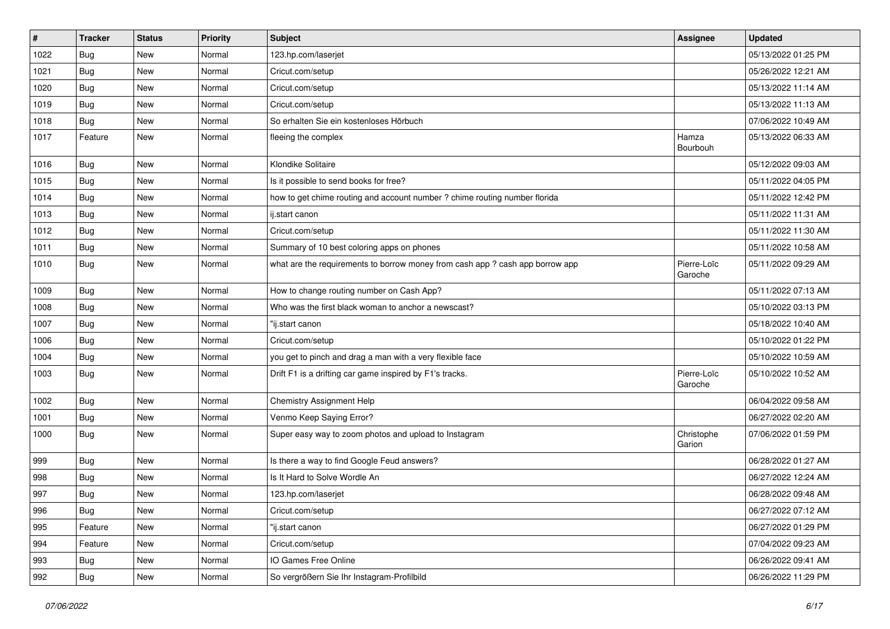| # | Tracker | Status | Priority | Subject | Assignee | Updated |
|---|---|---|---|---|---|---|
| 1022 | Bug | New | Normal | 123.hp.com/laserjet | | 05/13/2022 01:25 PM |
| 1021 | Bug | New | Normal | Cricut.com/setup | | 05/26/2022 12:21 AM |
| 1020 | Bug | New | Normal | Cricut.com/setup | | 05/13/2022 11:14 AM |
| 1019 | Bug | New | Normal | Cricut.com/setup | | 05/13/2022 11:13 AM |
| 1018 | Bug | New | Normal | So erhalten Sie ein kostenloses Hörbuch | | 07/06/2022 10:49 AM |
| 1017 | Feature | New | Normal | fleeing the complex | Hamza Bourbouh | 05/13/2022 06:33 AM |
| 1016 | Bug | New | Normal | Klondike Solitaire | | 05/12/2022 09:03 AM |
| 1015 | Bug | New | Normal | Is it possible to send books for free? | | 05/11/2022 04:05 PM |
| 1014 | Bug | New | Normal | how to get chime routing and account number ? chime routing number florida | | 05/11/2022 12:42 PM |
| 1013 | Bug | New | Normal | ij.start canon | | 05/11/2022 11:31 AM |
| 1012 | Bug | New | Normal | Cricut.com/setup | | 05/11/2022 11:30 AM |
| 1011 | Bug | New | Normal | Summary of 10 best coloring apps on phones | | 05/11/2022 10:58 AM |
| 1010 | Bug | New | Normal | what are the requirements to borrow money from cash app ? cash app borrow app | Pierre-Loïc Garoche | 05/11/2022 09:29 AM |
| 1009 | Bug | New | Normal | How to change routing number on Cash App? | | 05/11/2022 07:13 AM |
| 1008 | Bug | New | Normal | Who was the first black woman to anchor a newscast? | | 05/10/2022 03:13 PM |
| 1007 | Bug | New | Normal | "ij.start canon | | 05/18/2022 10:40 AM |
| 1006 | Bug | New | Normal | Cricut.com/setup | | 05/10/2022 01:22 PM |
| 1004 | Bug | New | Normal | you get to pinch and drag a man with a very flexible face | | 05/10/2022 10:59 AM |
| 1003 | Bug | New | Normal | Drift F1 is a drifting car game inspired by F1's tracks. | Pierre-Loïc Garoche | 05/10/2022 10:52 AM |
| 1002 | Bug | New | Normal | Chemistry Assignment Help | | 06/04/2022 09:58 AM |
| 1001 | Bug | New | Normal | Venmo Keep Saying Error? | | 06/27/2022 02:20 AM |
| 1000 | Bug | New | Normal | Super easy way to zoom photos and upload to Instagram | Christophe Garion | 07/06/2022 01:59 PM |
| 999 | Bug | New | Normal | Is there a way to find Google Feud answers? | | 06/28/2022 01:27 AM |
| 998 | Bug | New | Normal | Is It Hard to Solve Wordle An | | 06/27/2022 12:24 AM |
| 997 | Bug | New | Normal | 123.hp.com/laserjet | | 06/28/2022 09:48 AM |
| 996 | Bug | New | Normal | Cricut.com/setup | | 06/27/2022 07:12 AM |
| 995 | Feature | New | Normal | "ij.start canon | | 06/27/2022 01:29 PM |
| 994 | Feature | New | Normal | Cricut.com/setup | | 07/04/2022 09:23 AM |
| 993 | Bug | New | Normal | IO Games Free Online | | 06/26/2022 09:41 AM |
| 992 | Bug | New | Normal | So vergrößern Sie Ihr Instagram-Profilbild | | 06/26/2022 11:29 PM |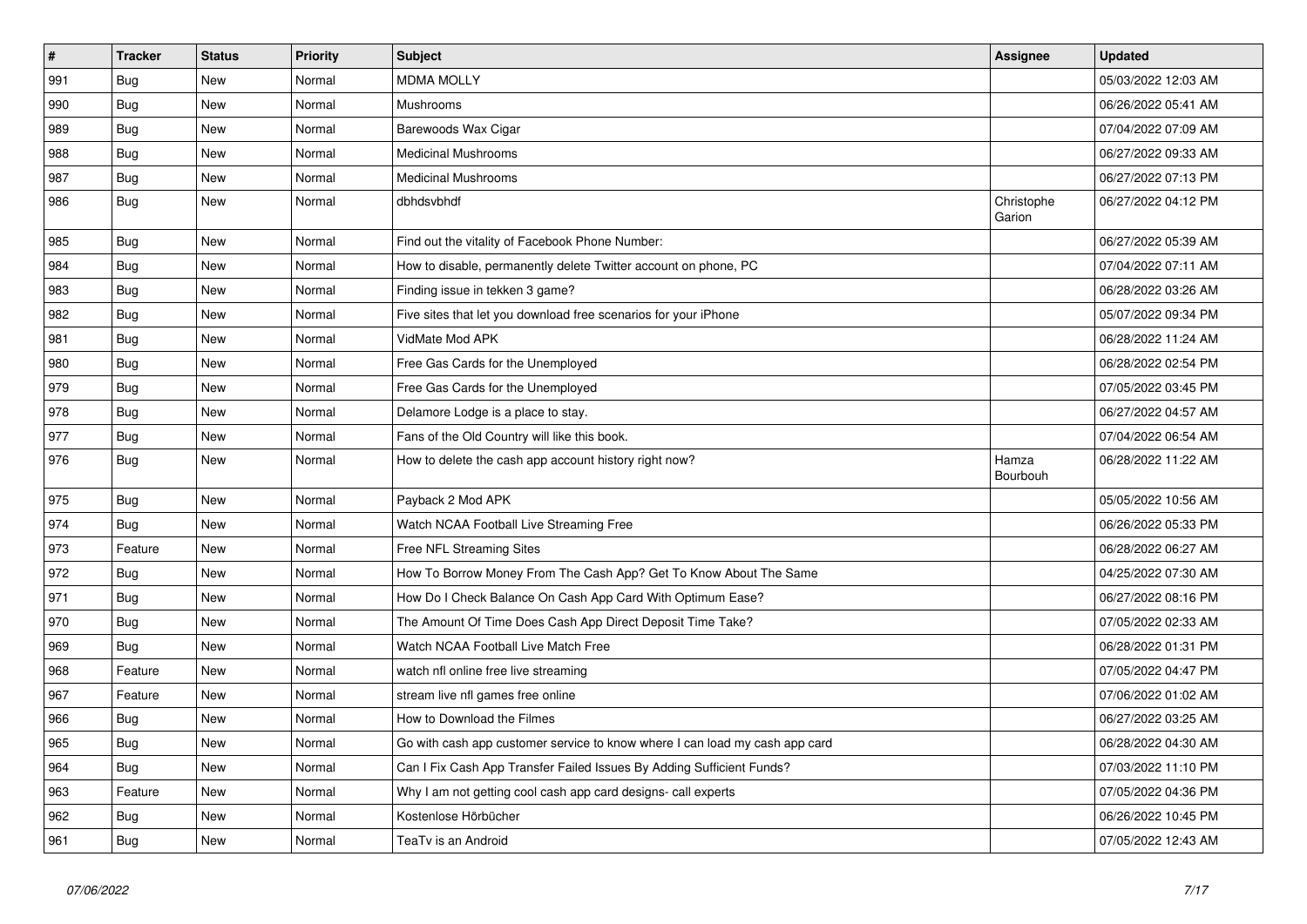| # | Tracker | Status | Priority | Subject | Assignee | Updated |
|---|---|---|---|---|---|---|
| 991 | Bug | New | Normal | MDMA MOLLY | | 05/03/2022 12:03 AM |
| 990 | Bug | New | Normal | Mushrooms | | 06/26/2022 05:41 AM |
| 989 | Bug | New | Normal | Barewoods Wax Cigar | | 07/04/2022 07:09 AM |
| 988 | Bug | New | Normal | Medicinal Mushrooms | | 06/27/2022 09:33 AM |
| 987 | Bug | New | Normal | Medicinal Mushrooms | | 06/27/2022 07:13 PM |
| 986 | Bug | New | Normal | dbhdsvbhdf | Christophe Garion | 06/27/2022 04:12 PM |
| 985 | Bug | New | Normal | Find out the vitality of Facebook Phone Number: | | 06/27/2022 05:39 AM |
| 984 | Bug | New | Normal | How to disable, permanently delete Twitter account on phone, PC | | 07/04/2022 07:11 AM |
| 983 | Bug | New | Normal | Finding issue in tekken 3 game? | | 06/28/2022 03:26 AM |
| 982 | Bug | New | Normal | Five sites that let you download free scenarios for your iPhone | | 05/07/2022 09:34 PM |
| 981 | Bug | New | Normal | VidMate Mod APK | | 06/28/2022 11:24 AM |
| 980 | Bug | New | Normal | Free Gas Cards for the Unemployed | | 06/28/2022 02:54 PM |
| 979 | Bug | New | Normal | Free Gas Cards for the Unemployed | | 07/05/2022 03:45 PM |
| 978 | Bug | New | Normal | Delamore Lodge is a place to stay. | | 06/27/2022 04:57 AM |
| 977 | Bug | New | Normal | Fans of the Old Country will like this book. | | 07/04/2022 06:54 AM |
| 976 | Bug | New | Normal | How to delete the cash app account history right now? | Hamza Bourbouh | 06/28/2022 11:22 AM |
| 975 | Bug | New | Normal | Payback 2 Mod APK | | 05/05/2022 10:56 AM |
| 974 | Bug | New | Normal | Watch NCAA Football Live Streaming Free | | 06/26/2022 05:33 PM |
| 973 | Feature | New | Normal | Free NFL Streaming Sites | | 06/28/2022 06:27 AM |
| 972 | Bug | New | Normal | How To Borrow Money From The Cash App? Get To Know About The Same | | 04/25/2022 07:30 AM |
| 971 | Bug | New | Normal | How Do I Check Balance On Cash App Card With Optimum Ease? | | 06/27/2022 08:16 PM |
| 970 | Bug | New | Normal | The Amount Of Time Does Cash App Direct Deposit Time Take? | | 07/05/2022 02:33 AM |
| 969 | Bug | New | Normal | Watch NCAA Football Live Match Free | | 06/28/2022 01:31 PM |
| 968 | Feature | New | Normal | watch nfl online free live streaming | | 07/05/2022 04:47 PM |
| 967 | Feature | New | Normal | stream live nfl games free online | | 07/06/2022 01:02 AM |
| 966 | Bug | New | Normal | How to Download the Filmes | | 06/27/2022 03:25 AM |
| 965 | Bug | New | Normal | Go with cash app customer service to know where I can load my cash app card | | 06/28/2022 04:30 AM |
| 964 | Bug | New | Normal | Can I Fix Cash App Transfer Failed Issues By Adding Sufficient Funds? | | 07/03/2022 11:10 PM |
| 963 | Feature | New | Normal | Why I am not getting cool cash app card designs- call experts | | 07/05/2022 04:36 PM |
| 962 | Bug | New | Normal | Kostenlose Hörbücher | | 06/26/2022 10:45 PM |
| 961 | Bug | New | Normal | TeaTv is an Android | | 07/05/2022 12:43 AM |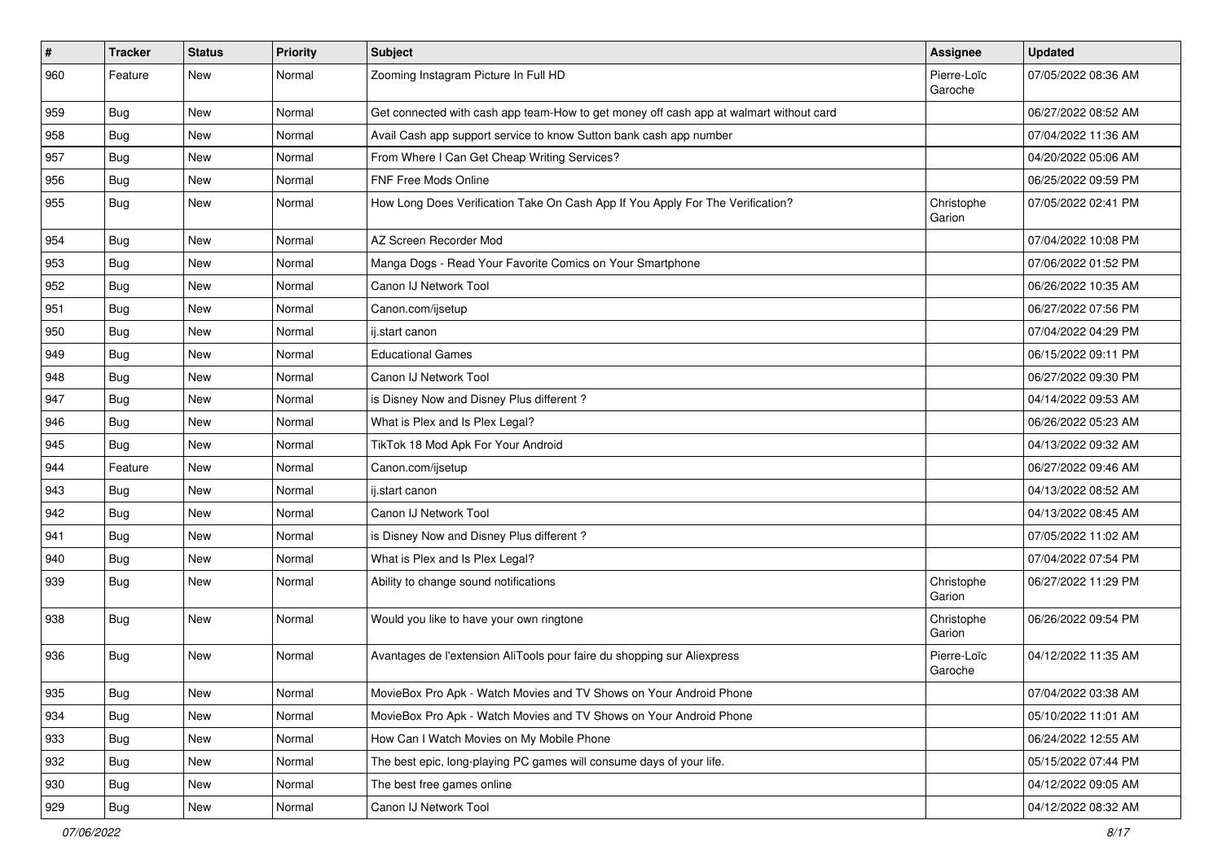| # | Tracker | Status | Priority | Subject | Assignee | Updated |
|---|---|---|---|---|---|---|
| 960 | Feature | New | Normal | Zooming Instagram Picture In Full HD | Pierre-Loïc Garoche | 07/05/2022 08:36 AM |
| 959 | Bug | New | Normal | Get connected with cash app team-How to get money off cash app at walmart without card | | 06/27/2022 08:52 AM |
| 958 | Bug | New | Normal | Avail Cash app support service to know Sutton bank cash app number | | 07/04/2022 11:36 AM |
| 957 | Bug | New | Normal | From Where I Can Get Cheap Writing Services? | | 04/20/2022 05:06 AM |
| 956 | Bug | New | Normal | FNF Free Mods Online | | 06/25/2022 09:59 PM |
| 955 | Bug | New | Normal | How Long Does Verification Take On Cash App If You Apply For The Verification? | Christophe Garion | 07/05/2022 02:41 PM |
| 954 | Bug | New | Normal | AZ Screen Recorder Mod | | 07/04/2022 10:08 PM |
| 953 | Bug | New | Normal | Manga Dogs - Read Your Favorite Comics on Your Smartphone | | 07/06/2022 01:52 PM |
| 952 | Bug | New | Normal | Canon IJ Network Tool | | 06/26/2022 10:35 AM |
| 951 | Bug | New | Normal | Canon.com/ijsetup | | 06/27/2022 07:56 PM |
| 950 | Bug | New | Normal | ij.start canon | | 07/04/2022 04:29 PM |
| 949 | Bug | New | Normal | Educational Games | | 06/15/2022 09:11 PM |
| 948 | Bug | New | Normal | Canon IJ Network Tool | | 06/27/2022 09:30 PM |
| 947 | Bug | New | Normal | is Disney Now and Disney Plus different ? | | 04/14/2022 09:53 AM |
| 946 | Bug | New | Normal | What is Plex and Is Plex Legal? | | 06/26/2022 05:23 AM |
| 945 | Bug | New | Normal | TikTok 18 Mod Apk For Your Android | | 04/13/2022 09:32 AM |
| 944 | Feature | New | Normal | Canon.com/ijsetup | | 06/27/2022 09:46 AM |
| 943 | Bug | New | Normal | ij.start canon | | 04/13/2022 08:52 AM |
| 942 | Bug | New | Normal | Canon IJ Network Tool | | 04/13/2022 08:45 AM |
| 941 | Bug | New | Normal | is Disney Now and Disney Plus different ? | | 07/05/2022 11:02 AM |
| 940 | Bug | New | Normal | What is Plex and Is Plex Legal? | | 07/04/2022 07:54 PM |
| 939 | Bug | New | Normal | Ability to change sound notifications | Christophe Garion | 06/27/2022 11:29 PM |
| 938 | Bug | New | Normal | Would you like to have your own ringtone | Christophe Garion | 06/26/2022 09:54 PM |
| 936 | Bug | New | Normal | Avantages de l'extension AliTools pour faire du shopping sur Aliexpress | Pierre-Loïc Garoche | 04/12/2022 11:35 AM |
| 935 | Bug | New | Normal | MovieBox Pro Apk - Watch Movies and TV Shows on Your Android Phone | | 07/04/2022 03:38 AM |
| 934 | Bug | New | Normal | MovieBox Pro Apk - Watch Movies and TV Shows on Your Android Phone | | 05/10/2022 11:01 AM |
| 933 | Bug | New | Normal | How Can I Watch Movies on My Mobile Phone | | 06/24/2022 12:55 AM |
| 932 | Bug | New | Normal | The best epic, long-playing PC games will consume days of your life. | | 05/15/2022 07:44 PM |
| 930 | Bug | New | Normal | The best free games online | | 04/12/2022 09:05 AM |
| 929 | Bug | New | Normal | Canon IJ Network Tool | | 04/12/2022 08:32 AM |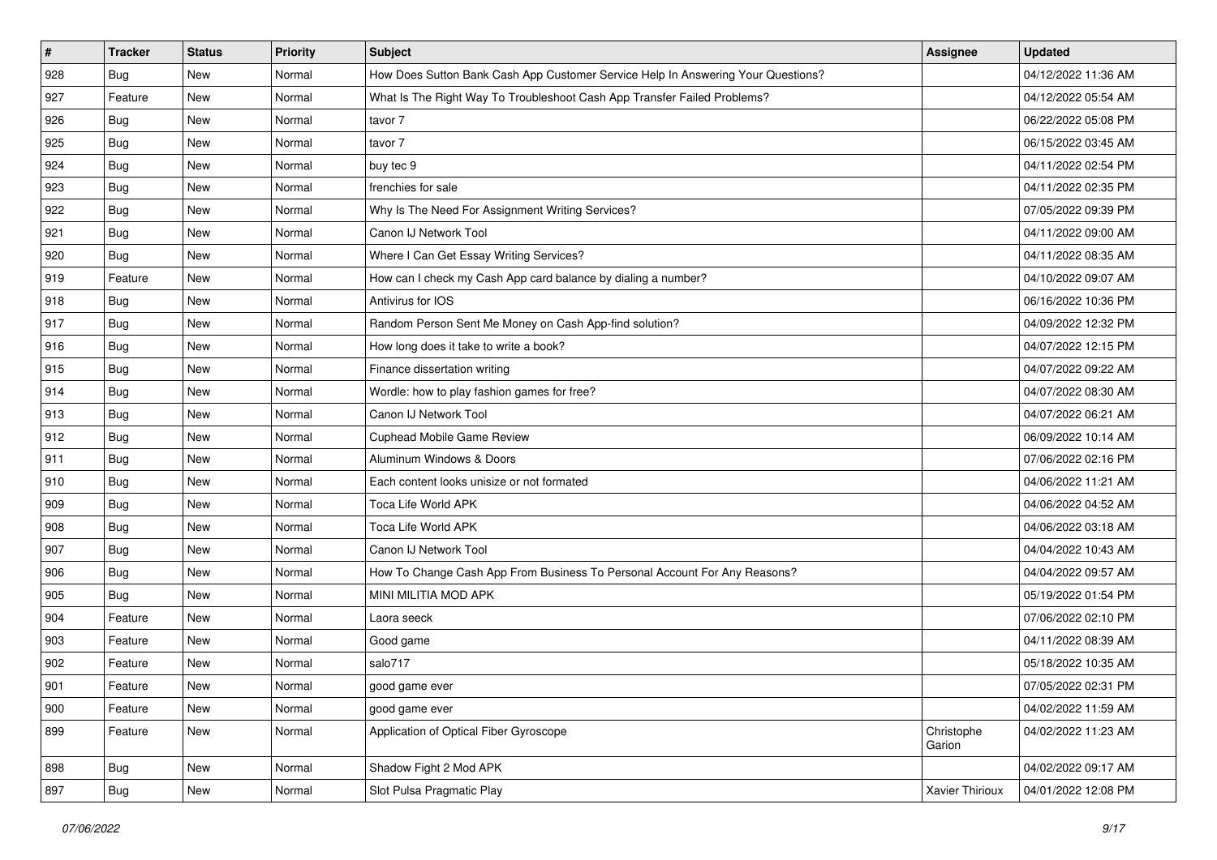| # | Tracker | Status | Priority | Subject | Assignee | Updated |
|---|---|---|---|---|---|---|
| 928 | Bug | New | Normal | How Does Sutton Bank Cash App Customer Service Help In Answering Your Questions? | | 04/12/2022 11:36 AM |
| 927 | Feature | New | Normal | What Is The Right Way To Troubleshoot Cash App Transfer Failed Problems? | | 04/12/2022 05:54 AM |
| 926 | Bug | New | Normal | tavor 7 | | 06/22/2022 05:08 PM |
| 925 | Bug | New | Normal | tavor 7 | | 06/15/2022 03:45 AM |
| 924 | Bug | New | Normal | buy tec 9 | | 04/11/2022 02:54 PM |
| 923 | Bug | New | Normal | frenchies for sale | | 04/11/2022 02:35 PM |
| 922 | Bug | New | Normal | Why Is The Need For Assignment Writing Services? | | 07/05/2022 09:39 PM |
| 921 | Bug | New | Normal | Canon IJ Network Tool | | 04/11/2022 09:00 AM |
| 920 | Bug | New | Normal | Where I Can Get Essay Writing Services? | | 04/11/2022 08:35 AM |
| 919 | Feature | New | Normal | How can I check my Cash App card balance by dialing a number? | | 04/10/2022 09:07 AM |
| 918 | Bug | New | Normal | Antivirus for IOS | | 06/16/2022 10:36 PM |
| 917 | Bug | New | Normal | Random Person Sent Me Money on Cash App-find solution? | | 04/09/2022 12:32 PM |
| 916 | Bug | New | Normal | How long does it take to write a book? | | 04/07/2022 12:15 PM |
| 915 | Bug | New | Normal | Finance dissertation writing | | 04/07/2022 09:22 AM |
| 914 | Bug | New | Normal | Wordle: how to play fashion games for free? | | 04/07/2022 08:30 AM |
| 913 | Bug | New | Normal | Canon IJ Network Tool | | 04/07/2022 06:21 AM |
| 912 | Bug | New | Normal | Cuphead Mobile Game Review | | 06/09/2022 10:14 AM |
| 911 | Bug | New | Normal | Aluminum Windows & Doors | | 07/06/2022 02:16 PM |
| 910 | Bug | New | Normal | Each content looks unisize or not formated | | 04/06/2022 11:21 AM |
| 909 | Bug | New | Normal | Toca Life World APK | | 04/06/2022 04:52 AM |
| 908 | Bug | New | Normal | Toca Life World APK | | 04/06/2022 03:18 AM |
| 907 | Bug | New | Normal | Canon IJ Network Tool | | 04/04/2022 10:43 AM |
| 906 | Bug | New | Normal | How To Change Cash App From Business To Personal Account For Any Reasons? | | 04/04/2022 09:57 AM |
| 905 | Bug | New | Normal | MINI MILITIA MOD APK | | 05/19/2022 01:54 PM |
| 904 | Feature | New | Normal | Laora seeck | | 07/06/2022 02:10 PM |
| 903 | Feature | New | Normal | Good game | | 04/11/2022 08:39 AM |
| 902 | Feature | New | Normal | salo717 | | 05/18/2022 10:35 AM |
| 901 | Feature | New | Normal | good game ever | | 07/05/2022 02:31 PM |
| 900 | Feature | New | Normal | good game ever | | 04/02/2022 11:59 AM |
| 899 | Feature | New | Normal | Application of Optical Fiber Gyroscope | Christophe Garion | 04/02/2022 11:23 AM |
| 898 | Bug | New | Normal | Shadow Fight 2 Mod APK | | 04/02/2022 09:17 AM |
| 897 | Bug | New | Normal | Slot Pulsa Pragmatic Play | Xavier Thirioux | 04/01/2022 12:08 PM |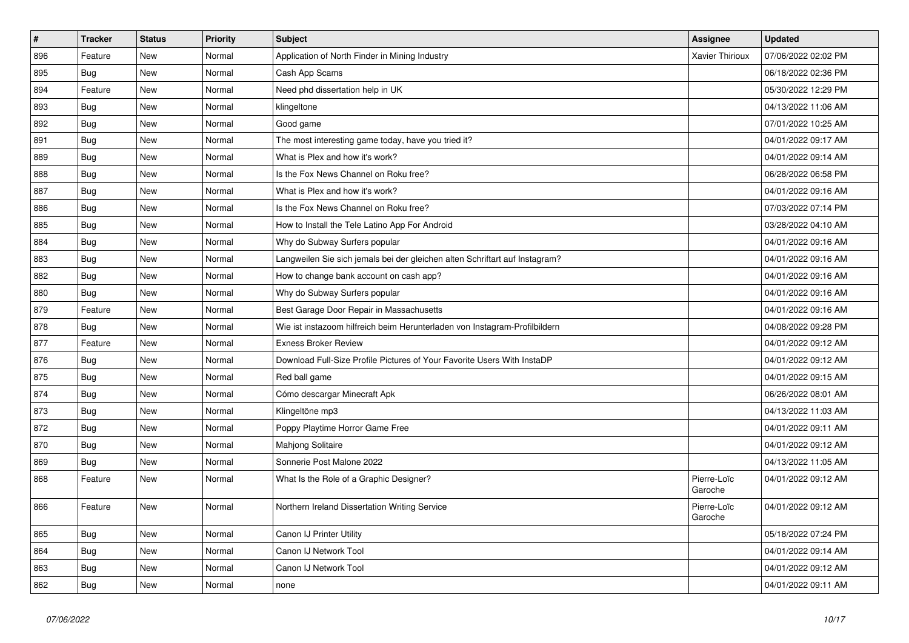| # | Tracker | Status | Priority | Subject | Assignee | Updated |
|---|---|---|---|---|---|---|
| 896 | Feature | New | Normal | Application of North Finder in Mining Industry | Xavier Thirioux | 07/06/2022 02:02 PM |
| 895 | Bug | New | Normal | Cash App Scams | | 06/18/2022 02:36 PM |
| 894 | Feature | New | Normal | Need phd dissertation help in UK | | 05/30/2022 12:29 PM |
| 893 | Bug | New | Normal | klingeltone | | 04/13/2022 11:06 AM |
| 892 | Bug | New | Normal | Good game | | 07/01/2022 10:25 AM |
| 891 | Bug | New | Normal | The most interesting game today, have you tried it? | | 04/01/2022 09:17 AM |
| 889 | Bug | New | Normal | What is Plex and how it's work? | | 04/01/2022 09:14 AM |
| 888 | Bug | New | Normal | Is the Fox News Channel on Roku free? | | 06/28/2022 06:58 PM |
| 887 | Bug | New | Normal | What is Plex and how it's work? | | 04/01/2022 09:16 AM |
| 886 | Bug | New | Normal | Is the Fox News Channel on Roku free? | | 07/03/2022 07:14 PM |
| 885 | Bug | New | Normal | How to Install the Tele Latino App For Android | | 03/28/2022 04:10 AM |
| 884 | Bug | New | Normal | Why do Subway Surfers popular | | 04/01/2022 09:16 AM |
| 883 | Bug | New | Normal | Langweilen Sie sich jemals bei der gleichen alten Schriftart auf Instagram? | | 04/01/2022 09:16 AM |
| 882 | Bug | New | Normal | How to change bank account on cash app? | | 04/01/2022 09:16 AM |
| 880 | Bug | New | Normal | Why do Subway Surfers popular | | 04/01/2022 09:16 AM |
| 879 | Feature | New | Normal | Best Garage Door Repair in Massachusetts | | 04/01/2022 09:16 AM |
| 878 | Bug | New | Normal | Wie ist instazoom hilfreich beim Herunterladen von Instagram-Profilbildern | | 04/08/2022 09:28 PM |
| 877 | Feature | New | Normal | Exness Broker Review | | 04/01/2022 09:12 AM |
| 876 | Bug | New | Normal | Download Full-Size Profile Pictures of Your Favorite Users With InstaDP | | 04/01/2022 09:12 AM |
| 875 | Bug | New | Normal | Red ball game | | 04/01/2022 09:15 AM |
| 874 | Bug | New | Normal | Cómo descargar Minecraft Apk | | 06/26/2022 08:01 AM |
| 873 | Bug | New | Normal | Klingeltöne mp3 | | 04/13/2022 11:03 AM |
| 872 | Bug | New | Normal | Poppy Playtime Horror Game Free | | 04/01/2022 09:11 AM |
| 870 | Bug | New | Normal | Mahjong Solitaire | | 04/01/2022 09:12 AM |
| 869 | Bug | New | Normal | Sonnerie Post Malone 2022 | | 04/13/2022 11:05 AM |
| 868 | Feature | New | Normal | What Is the Role of a Graphic Designer? | Pierre-Loïc Garoche | 04/01/2022 09:12 AM |
| 866 | Feature | New | Normal | Northern Ireland Dissertation Writing Service | Pierre-Loïc Garoche | 04/01/2022 09:12 AM |
| 865 | Bug | New | Normal | Canon IJ Printer Utility | | 05/18/2022 07:24 PM |
| 864 | Bug | New | Normal | Canon IJ Network Tool | | 04/01/2022 09:14 AM |
| 863 | Bug | New | Normal | Canon IJ Network Tool | | 04/01/2022 09:12 AM |
| 862 | Bug | New | Normal | none | | 04/01/2022 09:11 AM |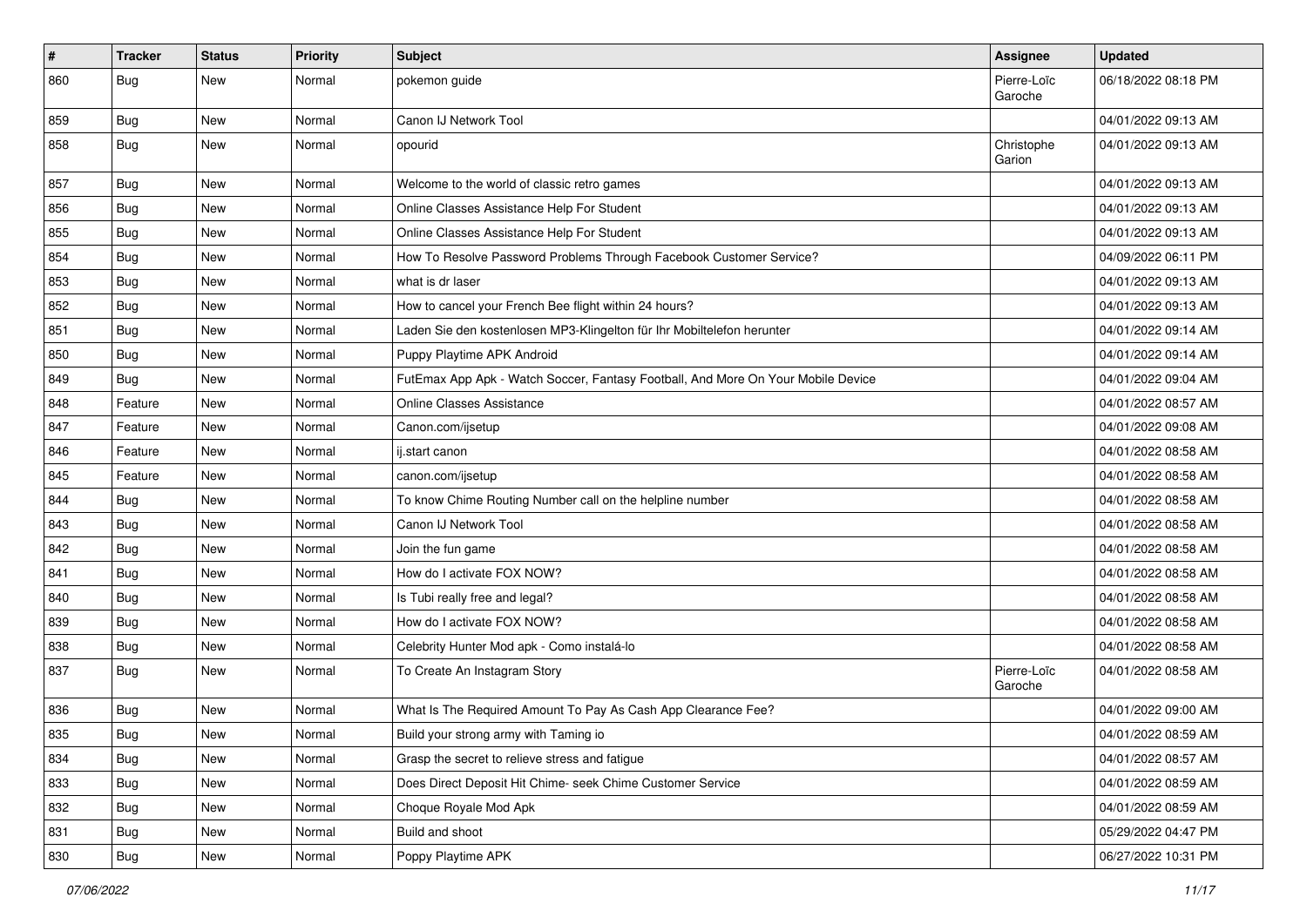| # | Tracker | Status | Priority | Subject | Assignee | Updated |
|---|---|---|---|---|---|---|
| 860 | Bug | New | Normal | pokemon guide | Pierre-Loïc Garoche | 06/18/2022 08:18 PM |
| 859 | Bug | New | Normal | Canon IJ Network Tool | | 04/01/2022 09:13 AM |
| 858 | Bug | New | Normal | opourid | Christophe Garion | 04/01/2022 09:13 AM |
| 857 | Bug | New | Normal | Welcome to the world of classic retro games | | 04/01/2022 09:13 AM |
| 856 | Bug | New | Normal | Online Classes Assistance Help For Student | | 04/01/2022 09:13 AM |
| 855 | Bug | New | Normal | Online Classes Assistance Help For Student | | 04/01/2022 09:13 AM |
| 854 | Bug | New | Normal | How To Resolve Password Problems Through Facebook Customer Service? | | 04/09/2022 06:11 PM |
| 853 | Bug | New | Normal | what is dr laser | | 04/01/2022 09:13 AM |
| 852 | Bug | New | Normal | How to cancel your French Bee flight within 24 hours? | | 04/01/2022 09:13 AM |
| 851 | Bug | New | Normal | Laden Sie den kostenlosen MP3-Klingelton für Ihr Mobiltelefon herunter | | 04/01/2022 09:14 AM |
| 850 | Bug | New | Normal | Puppy Playtime APK Android | | 04/01/2022 09:14 AM |
| 849 | Bug | New | Normal | FutEmax App Apk - Watch Soccer, Fantasy Football, And More On Your Mobile Device | | 04/01/2022 09:04 AM |
| 848 | Feature | New | Normal | Online Classes Assistance | | 04/01/2022 08:57 AM |
| 847 | Feature | New | Normal | Canon.com/ijsetup | | 04/01/2022 09:08 AM |
| 846 | Feature | New | Normal | ij.start canon | | 04/01/2022 08:58 AM |
| 845 | Feature | New | Normal | canon.com/ijsetup | | 04/01/2022 08:58 AM |
| 844 | Bug | New | Normal | To know Chime Routing Number call on the helpline number | | 04/01/2022 08:58 AM |
| 843 | Bug | New | Normal | Canon IJ Network Tool | | 04/01/2022 08:58 AM |
| 842 | Bug | New | Normal | Join the fun game | | 04/01/2022 08:58 AM |
| 841 | Bug | New | Normal | How do I activate FOX NOW? | | 04/01/2022 08:58 AM |
| 840 | Bug | New | Normal | Is Tubi really free and legal? | | 04/01/2022 08:58 AM |
| 839 | Bug | New | Normal | How do I activate FOX NOW? | | 04/01/2022 08:58 AM |
| 838 | Bug | New | Normal | Celebrity Hunter Mod apk - Como instalá-lo | | 04/01/2022 08:58 AM |
| 837 | Bug | New | Normal | To Create An Instagram Story | Pierre-Loïc Garoche | 04/01/2022 08:58 AM |
| 836 | Bug | New | Normal | What Is The Required Amount To Pay As Cash App Clearance Fee? | | 04/01/2022 09:00 AM |
| 835 | Bug | New | Normal | Build your strong army with Taming io | | 04/01/2022 08:59 AM |
| 834 | Bug | New | Normal | Grasp the secret to relieve stress and fatigue | | 04/01/2022 08:57 AM |
| 833 | Bug | New | Normal | Does Direct Deposit Hit Chime- seek Chime Customer Service | | 04/01/2022 08:59 AM |
| 832 | Bug | New | Normal | Choque Royale Mod Apk | | 04/01/2022 08:59 AM |
| 831 | Bug | New | Normal | Build and shoot | | 05/29/2022 04:47 PM |
| 830 | Bug | New | Normal | Poppy Playtime APK | | 06/27/2022 10:31 PM |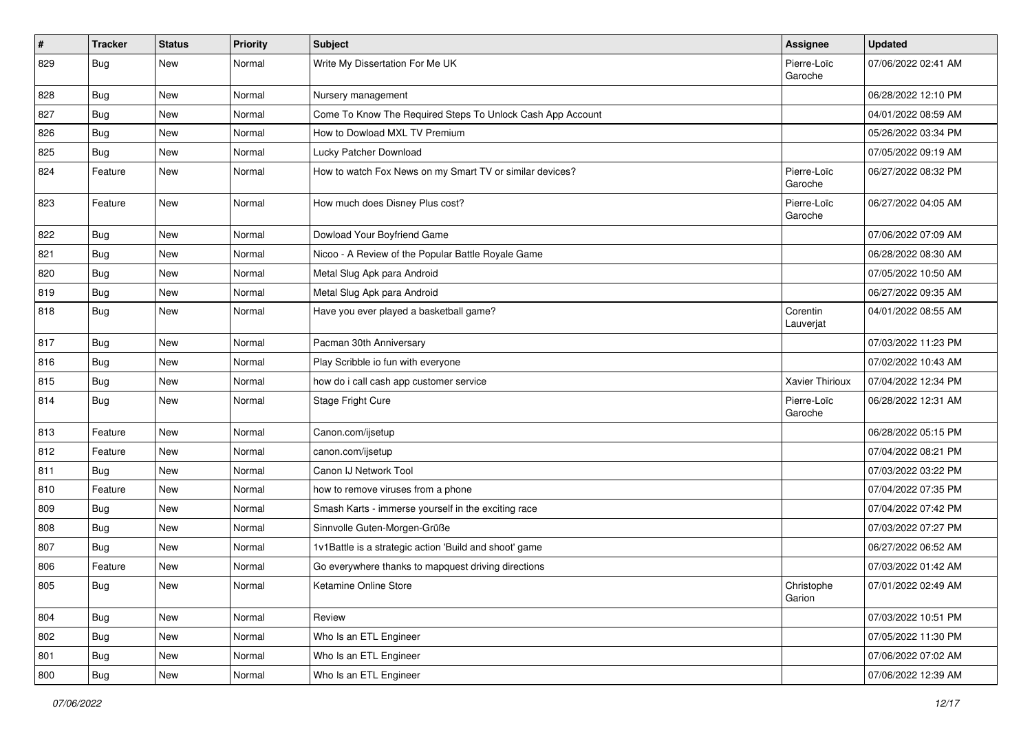| # | Tracker | Status | Priority | Subject | Assignee | Updated |
|---|---|---|---|---|---|---|
| 829 | Bug | New | Normal | Write My Dissertation For Me UK | Pierre-Loïc Garoche | 07/06/2022 02:41 AM |
| 828 | Bug | New | Normal | Nursery management | | 06/28/2022 12:10 PM |
| 827 | Bug | New | Normal | Come To Know The Required Steps To Unlock Cash App Account | | 04/01/2022 08:59 AM |
| 826 | Bug | New | Normal | How to Dowload MXL TV Premium | | 05/26/2022 03:34 PM |
| 825 | Bug | New | Normal | Lucky Patcher Download | | 07/05/2022 09:19 AM |
| 824 | Feature | New | Normal | How to watch Fox News on my Smart TV or similar devices? | Pierre-Loïc Garoche | 06/27/2022 08:32 PM |
| 823 | Feature | New | Normal | How much does Disney Plus cost? | Pierre-Loïc Garoche | 06/27/2022 04:05 AM |
| 822 | Bug | New | Normal | Dowload Your Boyfriend Game | | 07/06/2022 07:09 AM |
| 821 | Bug | New | Normal | Nicoo - A Review of the Popular Battle Royale Game | | 06/28/2022 08:30 AM |
| 820 | Bug | New | Normal | Metal Slug Apk para Android | | 07/05/2022 10:50 AM |
| 819 | Bug | New | Normal | Metal Slug Apk para Android | | 06/27/2022 09:35 AM |
| 818 | Bug | New | Normal | Have you ever played a basketball game? | Corentin Lauverjat | 04/01/2022 08:55 AM |
| 817 | Bug | New | Normal | Pacman 30th Anniversary | | 07/03/2022 11:23 PM |
| 816 | Bug | New | Normal | Play Scribble io fun with everyone | | 07/02/2022 10:43 AM |
| 815 | Bug | New | Normal | how do i call cash app customer service | Xavier Thirioux | 07/04/2022 12:34 PM |
| 814 | Bug | New | Normal | Stage Fright Cure | Pierre-Loïc Garoche | 06/28/2022 12:31 AM |
| 813 | Feature | New | Normal | Canon.com/ijsetup | | 06/28/2022 05:15 PM |
| 812 | Feature | New | Normal | canon.com/ijsetup | | 07/04/2022 08:21 PM |
| 811 | Bug | New | Normal | Canon IJ Network Tool | | 07/03/2022 03:22 PM |
| 810 | Feature | New | Normal | how to remove viruses from a phone | | 07/04/2022 07:35 PM |
| 809 | Bug | New | Normal | Smash Karts - immerse yourself in the exciting race | | 07/04/2022 07:42 PM |
| 808 | Bug | New | Normal | Sinnvolle Guten-Morgen-Grüße | | 07/03/2022 07:27 PM |
| 807 | Bug | New | Normal | 1v1Battle is a strategic action 'Build and shoot' game | | 06/27/2022 06:52 AM |
| 806 | Feature | New | Normal | Go everywhere thanks to mapquest driving directions | | 07/03/2022 01:42 AM |
| 805 | Bug | New | Normal | Ketamine Online Store | Christophe Garion | 07/01/2022 02:49 AM |
| 804 | Bug | New | Normal | Review | | 07/03/2022 10:51 PM |
| 802 | Bug | New | Normal | Who Is an ETL Engineer | | 07/05/2022 11:30 PM |
| 801 | Bug | New | Normal | Who Is an ETL Engineer | | 07/06/2022 07:02 AM |
| 800 | Bug | New | Normal | Who Is an ETL Engineer | | 07/06/2022 12:39 AM |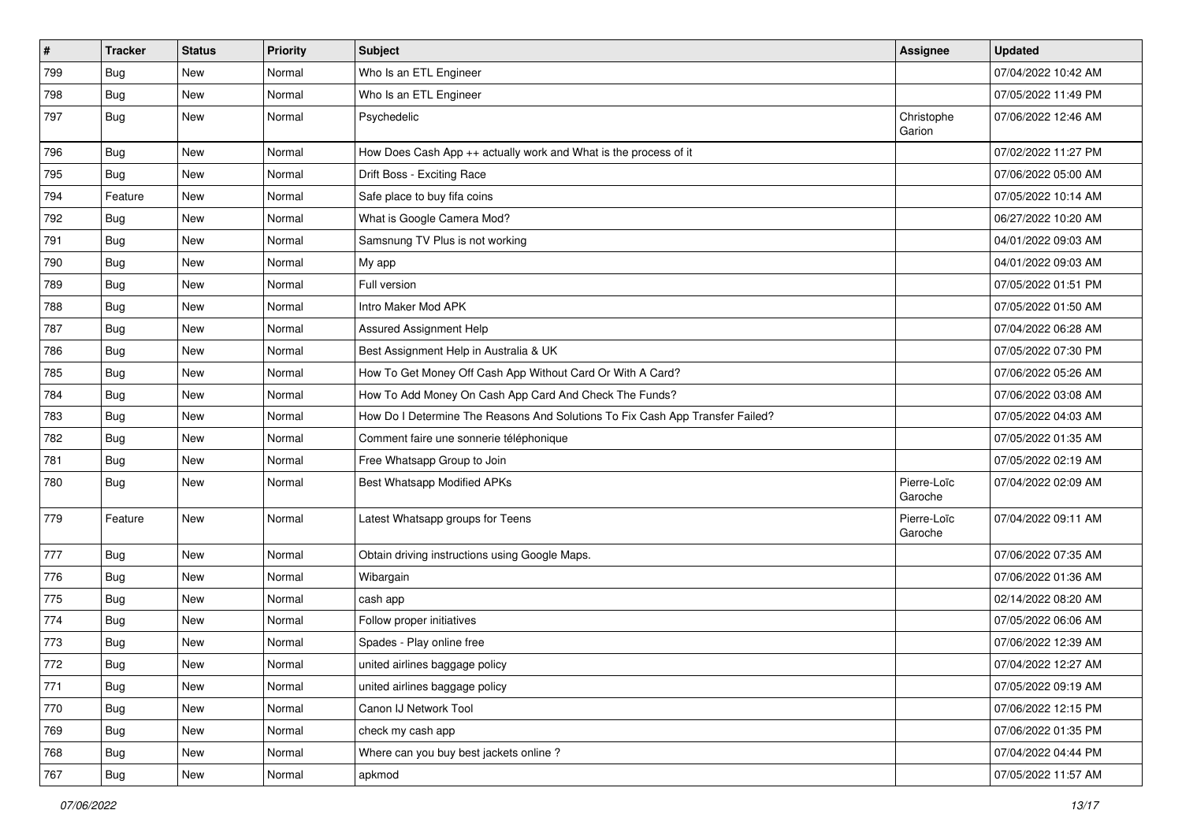| # | Tracker | Status | Priority | Subject | Assignee | Updated |
|---|---|---|---|---|---|---|
| 799 | Bug | New | Normal | Who Is an ETL Engineer | | 07/04/2022 10:42 AM |
| 798 | Bug | New | Normal | Who Is an ETL Engineer | | 07/05/2022 11:49 PM |
| 797 | Bug | New | Normal | Psychedelic | Christophe Garion | 07/06/2022 12:46 AM |
| 796 | Bug | New | Normal | How Does Cash App ++ actually work and What is the process of it | | 07/02/2022 11:27 PM |
| 795 | Bug | New | Normal | Drift Boss - Exciting Race | | 07/06/2022 05:00 AM |
| 794 | Feature | New | Normal | Safe place to buy fifa coins | | 07/05/2022 10:14 AM |
| 792 | Bug | New | Normal | What is Google Camera Mod? | | 06/27/2022 10:20 AM |
| 791 | Bug | New | Normal | Samsnung TV Plus is not working | | 04/01/2022 09:03 AM |
| 790 | Bug | New | Normal | My app | | 04/01/2022 09:03 AM |
| 789 | Bug | New | Normal | Full version | | 07/05/2022 01:51 PM |
| 788 | Bug | New | Normal | Intro Maker Mod APK | | 07/05/2022 01:50 AM |
| 787 | Bug | New | Normal | Assured Assignment Help | | 07/04/2022 06:28 AM |
| 786 | Bug | New | Normal | Best Assignment Help in Australia & UK | | 07/05/2022 07:30 PM |
| 785 | Bug | New | Normal | How To Get Money Off Cash App Without Card Or With A Card? | | 07/06/2022 05:26 AM |
| 784 | Bug | New | Normal | How To Add Money On Cash App Card And Check The Funds? | | 07/06/2022 03:08 AM |
| 783 | Bug | New | Normal | How Do I Determine The Reasons And Solutions To Fix Cash App Transfer Failed? | | 07/05/2022 04:03 AM |
| 782 | Bug | New | Normal | Comment faire une sonnerie téléphonique | | 07/05/2022 01:35 AM |
| 781 | Bug | New | Normal | Free Whatsapp Group to Join | | 07/05/2022 02:19 AM |
| 780 | Bug | New | Normal | Best Whatsapp Modified APKs | Pierre-Loïc Garoche | 07/04/2022 02:09 AM |
| 779 | Feature | New | Normal | Latest Whatsapp groups for Teens | Pierre-Loïc Garoche | 07/04/2022 09:11 AM |
| 777 | Bug | New | Normal | Obtain driving instructions using Google Maps. | | 07/06/2022 07:35 AM |
| 776 | Bug | New | Normal | Wibargain | | 07/06/2022 01:36 AM |
| 775 | Bug | New | Normal | cash app | | 02/14/2022 08:20 AM |
| 774 | Bug | New | Normal | Follow proper initiatives | | 07/05/2022 06:06 AM |
| 773 | Bug | New | Normal | Spades - Play online free | | 07/06/2022 12:39 AM |
| 772 | Bug | New | Normal | united airlines baggage policy | | 07/04/2022 12:27 AM |
| 771 | Bug | New | Normal | united airlines baggage policy | | 07/05/2022 09:19 AM |
| 770 | Bug | New | Normal | Canon IJ Network Tool | | 07/06/2022 12:15 PM |
| 769 | Bug | New | Normal | check my cash app | | 07/06/2022 01:35 PM |
| 768 | Bug | New | Normal | Where can you buy best jackets online ? | | 07/04/2022 04:44 PM |
| 767 | Bug | New | Normal | apkmod | | 07/05/2022 11:57 AM |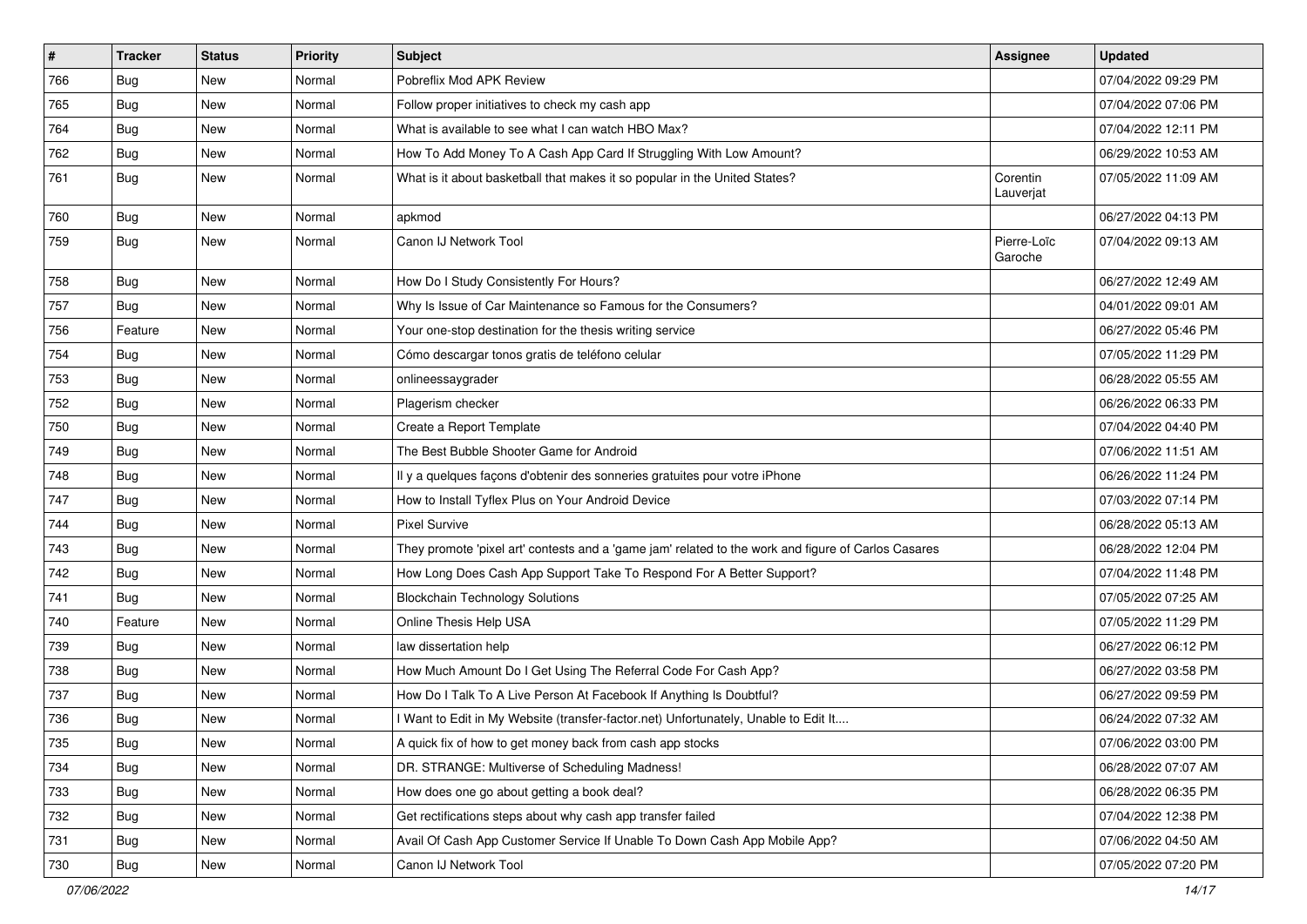| # | Tracker | Status | Priority | Subject | Assignee | Updated |
|---|---|---|---|---|---|---|
| 766 | Bug | New | Normal | Pobreflix Mod APK Review | | 07/04/2022 09:29 PM |
| 765 | Bug | New | Normal | Follow proper initiatives to check my cash app | | 07/04/2022 07:06 PM |
| 764 | Bug | New | Normal | What is available to see what I can watch HBO Max? | | 07/04/2022 12:11 PM |
| 762 | Bug | New | Normal | How To Add Money To A Cash App Card If Struggling With Low Amount? | | 06/29/2022 10:53 AM |
| 761 | Bug | New | Normal | What is it about basketball that makes it so popular in the United States? | Corentin Lauverjat | 07/05/2022 11:09 AM |
| 760 | Bug | New | Normal | apkmod | | 06/27/2022 04:13 PM |
| 759 | Bug | New | Normal | Canon IJ Network Tool | Pierre-Loïc Garoche | 07/04/2022 09:13 AM |
| 758 | Bug | New | Normal | How Do I Study Consistently For Hours? | | 06/27/2022 12:49 AM |
| 757 | Bug | New | Normal | Why Is Issue of Car Maintenance so Famous for the Consumers? | | 04/01/2022 09:01 AM |
| 756 | Feature | New | Normal | Your one-stop destination for the thesis writing service | | 06/27/2022 05:46 PM |
| 754 | Bug | New | Normal | Cómo descargar tonos gratis de teléfono celular | | 07/05/2022 11:29 PM |
| 753 | Bug | New | Normal | onlineessaygrader | | 06/28/2022 05:55 AM |
| 752 | Bug | New | Normal | Plagerism checker | | 06/26/2022 06:33 PM |
| 750 | Bug | New | Normal | Create a Report Template | | 07/04/2022 04:40 PM |
| 749 | Bug | New | Normal | The Best Bubble Shooter Game for Android | | 07/06/2022 11:51 AM |
| 748 | Bug | New | Normal | Il y a quelques façons d'obtenir des sonneries gratuites pour votre iPhone | | 06/26/2022 11:24 PM |
| 747 | Bug | New | Normal | How to Install Tyflex Plus on Your Android Device | | 07/03/2022 07:14 PM |
| 744 | Bug | New | Normal | Pixel Survive | | 06/28/2022 05:13 AM |
| 743 | Bug | New | Normal | They promote 'pixel art' contests and a 'game jam' related to the work and figure of Carlos Casares | | 06/28/2022 12:04 PM |
| 742 | Bug | New | Normal | How Long Does Cash App Support Take To Respond For A Better Support? | | 07/04/2022 11:48 PM |
| 741 | Bug | New | Normal | Blockchain Technology Solutions | | 07/05/2022 07:25 AM |
| 740 | Feature | New | Normal | Online Thesis Help USA | | 07/05/2022 11:29 PM |
| 739 | Bug | New | Normal | law dissertation help | | 06/27/2022 06:12 PM |
| 738 | Bug | New | Normal | How Much Amount Do I Get Using The Referral Code For Cash App? | | 06/27/2022 03:58 PM |
| 737 | Bug | New | Normal | How Do I Talk To A Live Person At Facebook If Anything Is Doubtful? | | 06/27/2022 09:59 PM |
| 736 | Bug | New | Normal | I Want to Edit in My Website (transfer-factor.net) Unfortunately, Unable to Edit It.... | | 06/24/2022 07:32 AM |
| 735 | Bug | New | Normal | A quick fix of how to get money back from cash app stocks | | 07/06/2022 03:00 PM |
| 734 | Bug | New | Normal | DR. STRANGE: Multiverse of Scheduling Madness! | | 06/28/2022 07:07 AM |
| 733 | Bug | New | Normal | How does one go about getting a book deal? | | 06/28/2022 06:35 PM |
| 732 | Bug | New | Normal | Get rectifications steps about why cash app transfer failed | | 07/04/2022 12:38 PM |
| 731 | Bug | New | Normal | Avail Of Cash App Customer Service If Unable To Down Cash App Mobile App? | | 07/06/2022 04:50 AM |
| 730 | Bug | New | Normal | Canon IJ Network Tool | | 07/05/2022 07:20 PM |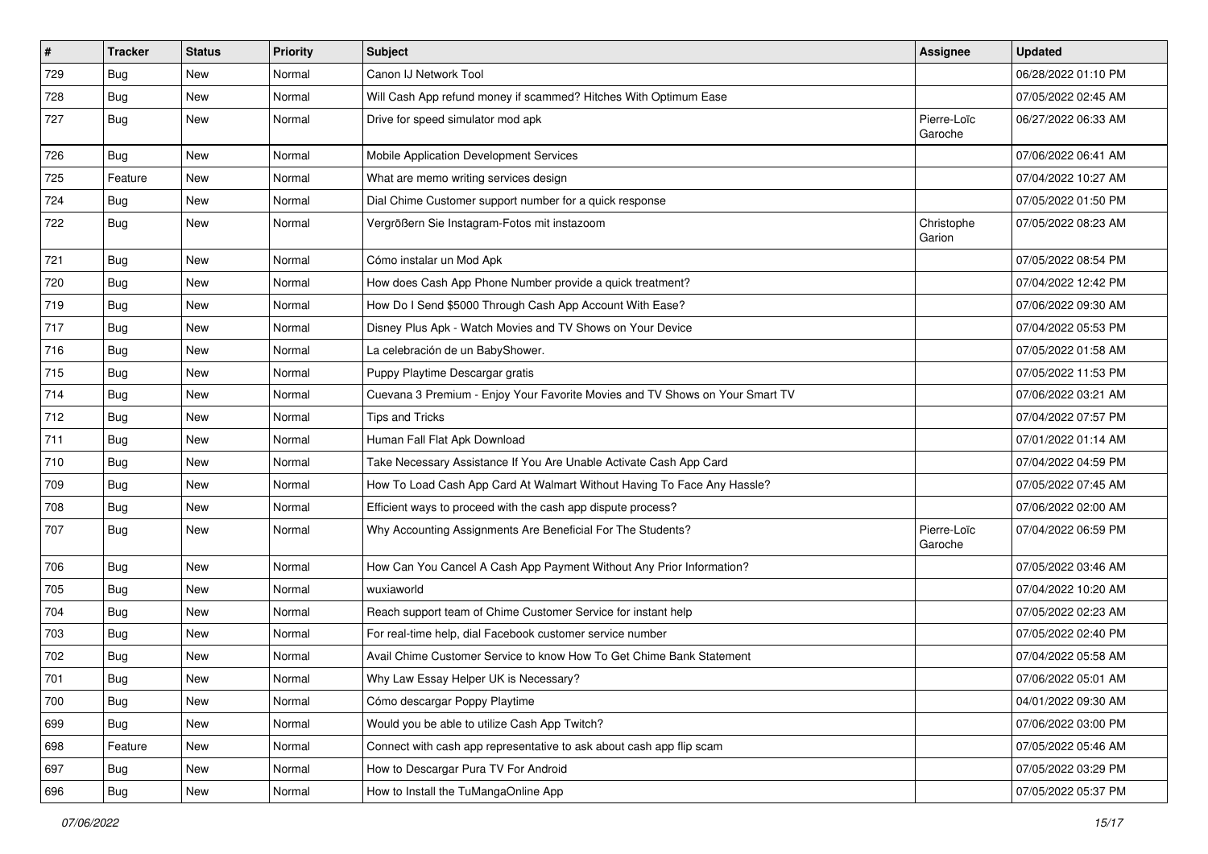| # | Tracker | Status | Priority | Subject | Assignee | Updated |
|---|---|---|---|---|---|---|
| 729 | Bug | New | Normal | Canon IJ Network Tool | | 06/28/2022 01:10 PM |
| 728 | Bug | New | Normal | Will Cash App refund money if scammed? Hitches With Optimum Ease | | 07/05/2022 02:45 AM |
| 727 | Bug | New | Normal | Drive for speed simulator mod apk | Pierre-Loïc Garoche | 06/27/2022 06:33 AM |
| 726 | Bug | New | Normal | Mobile Application Development Services | | 07/06/2022 06:41 AM |
| 725 | Feature | New | Normal | What are memo writing services design | | 07/04/2022 10:27 AM |
| 724 | Bug | New | Normal | Dial Chime Customer support number for a quick response | | 07/05/2022 01:50 PM |
| 722 | Bug | New | Normal | Vergrößern Sie Instagram-Fotos mit instazoom | Christophe Garion | 07/05/2022 08:23 AM |
| 721 | Bug | New | Normal | Cómo instalar un Mod Apk | | 07/05/2022 08:54 PM |
| 720 | Bug | New | Normal | How does Cash App Phone Number provide a quick treatment? | | 07/04/2022 12:42 PM |
| 719 | Bug | New | Normal | How Do I Send $5000 Through Cash App Account With Ease? | | 07/06/2022 09:30 AM |
| 717 | Bug | New | Normal | Disney Plus Apk - Watch Movies and TV Shows on Your Device | | 07/04/2022 05:53 PM |
| 716 | Bug | New | Normal | La celebración de un BabyShower. | | 07/05/2022 01:58 AM |
| 715 | Bug | New | Normal | Puppy Playtime Descargar gratis | | 07/05/2022 11:53 PM |
| 714 | Bug | New | Normal | Cuevana 3 Premium - Enjoy Your Favorite Movies and TV Shows on Your Smart TV | | 07/06/2022 03:21 AM |
| 712 | Bug | New | Normal | Tips and Tricks | | 07/04/2022 07:57 PM |
| 711 | Bug | New | Normal | Human Fall Flat Apk Download | | 07/01/2022 01:14 AM |
| 710 | Bug | New | Normal | Take Necessary Assistance If You Are Unable Activate Cash App Card | | 07/04/2022 04:59 PM |
| 709 | Bug | New | Normal | How To Load Cash App Card At Walmart Without Having To Face Any Hassle? | | 07/05/2022 07:45 AM |
| 708 | Bug | New | Normal | Efficient ways to proceed with the cash app dispute process? | | 07/06/2022 02:00 AM |
| 707 | Bug | New | Normal | Why Accounting Assignments Are Beneficial For The Students? | Pierre-Loïc Garoche | 07/04/2022 06:59 PM |
| 706 | Bug | New | Normal | How Can You Cancel A Cash App Payment Without Any Prior Information? | | 07/05/2022 03:46 AM |
| 705 | Bug | New | Normal | wuxiaworld | | 07/04/2022 10:20 AM |
| 704 | Bug | New | Normal | Reach support team of Chime Customer Service for instant help | | 07/05/2022 02:23 AM |
| 703 | Bug | New | Normal | For real-time help, dial Facebook customer service number | | 07/05/2022 02:40 PM |
| 702 | Bug | New | Normal | Avail Chime Customer Service to know How To Get Chime Bank Statement | | 07/04/2022 05:58 AM |
| 701 | Bug | New | Normal | Why Law Essay Helper UK is Necessary? | | 07/06/2022 05:01 AM |
| 700 | Bug | New | Normal | Cómo descargar Poppy Playtime | | 04/01/2022 09:30 AM |
| 699 | Bug | New | Normal | Would you be able to utilize Cash App Twitch? | | 07/06/2022 03:00 PM |
| 698 | Feature | New | Normal | Connect with cash app representative to ask about cash app flip scam | | 07/05/2022 05:46 AM |
| 697 | Bug | New | Normal | How to Descargar Pura TV For Android | | 07/05/2022 03:29 PM |
| 696 | Bug | New | Normal | How to Install the TuMangaOnline App | | 07/05/2022 05:37 PM |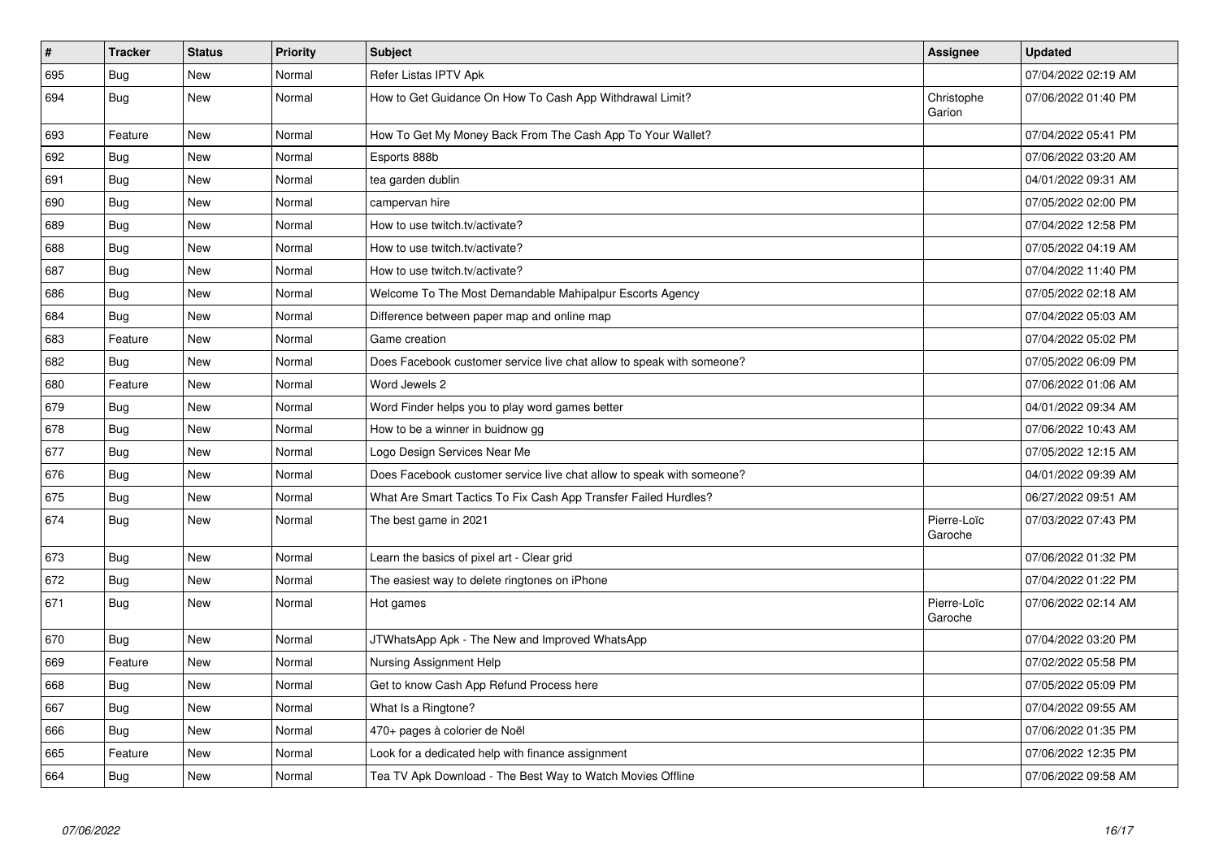| # | Tracker | Status | Priority | Subject | Assignee | Updated |
|---|---|---|---|---|---|---|
| 695 | Bug | New | Normal | Refer Listas IPTV Apk | | 07/04/2022 02:19 AM |
| 694 | Bug | New | Normal | How to Get Guidance On How To Cash App Withdrawal Limit? | Christophe Garion | 07/06/2022 01:40 PM |
| 693 | Feature | New | Normal | How To Get My Money Back From The Cash App To Your Wallet? | | 07/04/2022 05:41 PM |
| 692 | Bug | New | Normal | Esports 888b | | 07/06/2022 03:20 AM |
| 691 | Bug | New | Normal | tea garden dublin | | 04/01/2022 09:31 AM |
| 690 | Bug | New | Normal | campervan hire | | 07/05/2022 02:00 PM |
| 689 | Bug | New | Normal | How to use twitch.tv/activate? | | 07/04/2022 12:58 PM |
| 688 | Bug | New | Normal | How to use twitch.tv/activate? | | 07/05/2022 04:19 AM |
| 687 | Bug | New | Normal | How to use twitch.tv/activate? | | 07/04/2022 11:40 PM |
| 686 | Bug | New | Normal | Welcome To The Most Demandable Mahipalpur Escorts Agency | | 07/05/2022 02:18 AM |
| 684 | Bug | New | Normal | Difference between paper map and online map | | 07/04/2022 05:03 AM |
| 683 | Feature | New | Normal | Game creation | | 07/04/2022 05:02 PM |
| 682 | Bug | New | Normal | Does Facebook customer service live chat allow to speak with someone? | | 07/05/2022 06:09 PM |
| 680 | Feature | New | Normal | Word Jewels 2 | | 07/06/2022 01:06 AM |
| 679 | Bug | New | Normal | Word Finder helps you to play word games better | | 04/01/2022 09:34 AM |
| 678 | Bug | New | Normal | How to be a winner in buidnow gg | | 07/06/2022 10:43 AM |
| 677 | Bug | New | Normal | Logo Design Services Near Me | | 07/05/2022 12:15 AM |
| 676 | Bug | New | Normal | Does Facebook customer service live chat allow to speak with someone? | | 04/01/2022 09:39 AM |
| 675 | Bug | New | Normal | What Are Smart Tactics To Fix Cash App Transfer Failed Hurdles? | | 06/27/2022 09:51 AM |
| 674 | Bug | New | Normal | The best game in 2021 | Pierre-Loïc Garoche | 07/03/2022 07:43 PM |
| 673 | Bug | New | Normal | Learn the basics of pixel art - Clear grid | | 07/06/2022 01:32 PM |
| 672 | Bug | New | Normal | The easiest way to delete ringtones on iPhone | | 07/04/2022 01:22 PM |
| 671 | Bug | New | Normal | Hot games | Pierre-Loïc Garoche | 07/06/2022 02:14 AM |
| 670 | Bug | New | Normal | JTWhatsApp Apk - The New and Improved WhatsApp | | 07/04/2022 03:20 PM |
| 669 | Feature | New | Normal | Nursing Assignment Help | | 07/02/2022 05:58 PM |
| 668 | Bug | New | Normal | Get to know Cash App Refund Process here | | 07/05/2022 05:09 PM |
| 667 | Bug | New | Normal | What Is a Ringtone? | | 07/04/2022 09:55 AM |
| 666 | Bug | New | Normal | 470+ pages à colorier de Noël | | 07/06/2022 01:35 PM |
| 665 | Feature | New | Normal | Look for a dedicated help with finance assignment | | 07/06/2022 12:35 PM |
| 664 | Bug | New | Normal | Tea TV Apk Download - The Best Way to Watch Movies Offline | | 07/06/2022 09:58 AM |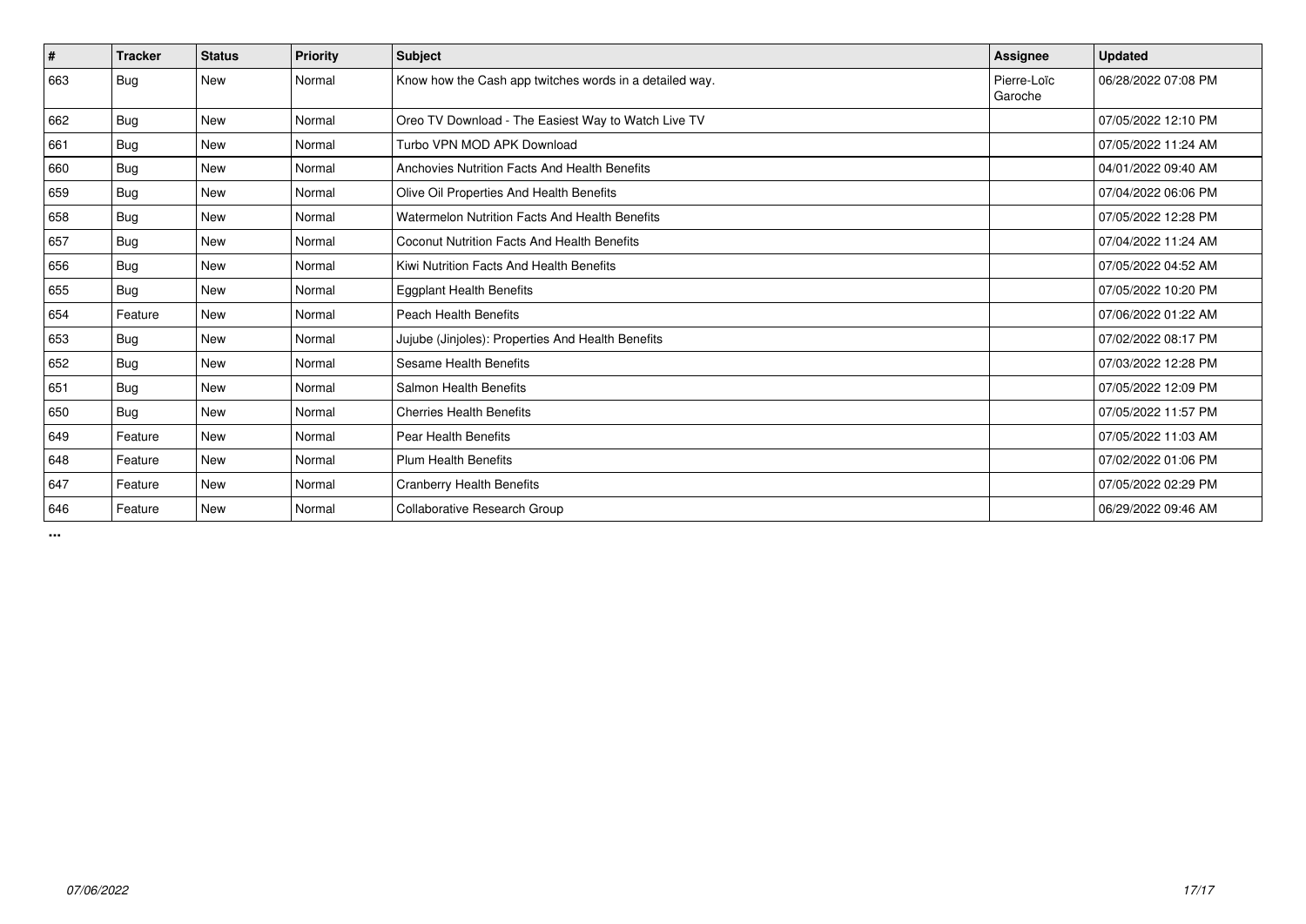| # | Tracker | Status | Priority | Subject | Assignee | Updated |
|---|---|---|---|---|---|---|
| 663 | Bug | New | Normal | Know how the Cash app twitches words in a detailed way. | Pierre-Loïc Garoche | 06/28/2022 07:08 PM |
| 662 | Bug | New | Normal | Oreo TV Download - The Easiest Way to Watch Live TV | | 07/05/2022 12:10 PM |
| 661 | Bug | New | Normal | Turbo VPN MOD APK Download | | 07/05/2022 11:24 AM |
| 660 | Bug | New | Normal | Anchovies Nutrition Facts And Health Benefits | | 04/01/2022 09:40 AM |
| 659 | Bug | New | Normal | Olive Oil Properties And Health Benefits | | 07/04/2022 06:06 PM |
| 658 | Bug | New | Normal | Watermelon Nutrition Facts And Health Benefits | | 07/05/2022 12:28 PM |
| 657 | Bug | New | Normal | Coconut Nutrition Facts And Health Benefits | | 07/04/2022 11:24 AM |
| 656 | Bug | New | Normal | Kiwi Nutrition Facts And Health Benefits | | 07/05/2022 04:52 AM |
| 655 | Bug | New | Normal | Eggplant Health Benefits | | 07/05/2022 10:20 PM |
| 654 | Feature | New | Normal | Peach Health Benefits | | 07/06/2022 01:22 AM |
| 653 | Bug | New | Normal | Jujube (Jinjoles): Properties And Health Benefits | | 07/02/2022 08:17 PM |
| 652 | Bug | New | Normal | Sesame Health Benefits | | 07/03/2022 12:28 PM |
| 651 | Bug | New | Normal | Salmon Health Benefits | | 07/05/2022 12:09 PM |
| 650 | Bug | New | Normal | Cherries Health Benefits | | 07/05/2022 11:57 PM |
| 649 | Feature | New | Normal | Pear Health Benefits | | 07/05/2022 11:03 AM |
| 648 | Feature | New | Normal | Plum Health Benefits | | 07/02/2022 01:06 PM |
| 647 | Feature | New | Normal | Cranberry Health Benefits | | 07/05/2022 02:29 PM |
| 646 | Feature | New | Normal | Collaborative Research Group | | 06/29/2022 09:46 AM |

...